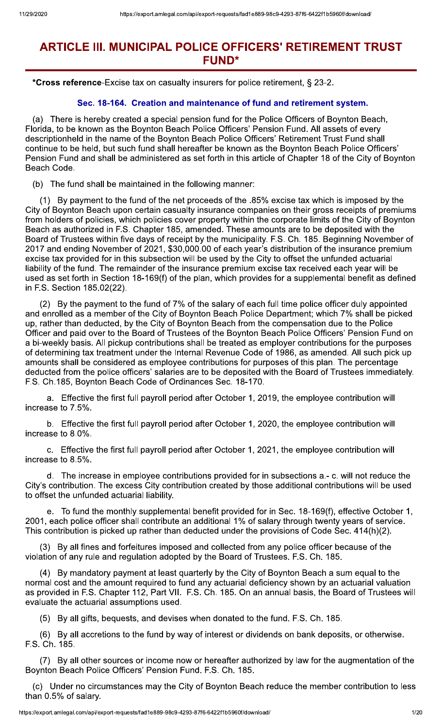# ARTICLE III. MUNICIPAL POLICE OFFICERS' RETIREMENT TRUST FUND*

***Cross reference**-Excise tax on casualty insurers for police retirement, § 23-2.

### Sec. 18-164. Creation and maintenance of fund and retirement system.

(a) There is hereby created a special pension fund for the Police Officers of Boynton Beach, Florida, to be known as the Boynton Beach Police Officers' Pension Fund. All assets of every descriptionheld in the name of the Boynton Beach Police Officers' Retirement Trust Fund shall continue to be held, but such fund shall hereafter be known as the Boynton Beach Police Officers' Pension Fund and shall be administered as set forth in this article of Chapter 18 of the City of Boynton Beach Code.

(b) The fund shall be maintained in the following manner:

(1) By payment to the fund of the net proceeds of the .85% excise tax which is imposed by the City of Boynton Beach upon certain casualty insurance companies on their gross receipts of premiums from holders of policies, which policies cover property within the corporate limits of the City of Boynton Beach as authorized in F.S. Chapter 185, amended. These amounts are to be deposited with the Board of Trustees within five days of receipt by the municipality. F.S. Ch. 185. Beginning November of 2017 and ending November of 2021, $30,000.00 of each year's distribution of the insurance premium excise tax provided for in this subsection will be used by the City to offset the unfunded actuarial liability of the fund. The remainder of the insurance premium excise tax received each year will be used as set forth in Section 18-169(f) of the plan, which provides for a supplemental benefit as defined in F.S. Section 185.02(22).

(2) By the payment to the fund of 7% of the salary of each full time police officer duly appointed and enrolled as a member of the City of Boynton Beach Police Department; which 7% shall be picked up, rather than deducted, by the City of Boynton Beach from the compensation due to the Police Officer and paid over to the Board of Trustees of the Boynton Beach Police Officers' Pension Fund on a bi-weekly basis. All pickup contributions shall be treated as employer contributions for the purposes of determining tax treatment under the Internal Revenue Code of 1986, as amended. All such pick up amounts shall be considered as employee contributions for purposes of this plan. The percentage deducted from the police officers' salaries are to be deposited with the Board of Trustees immediately. F.S. Ch.185, Boynton Beach Code of Ordinances Sec. 18-170.

a. Effective the first full payroll period after October 1, 2019, the employee contribution will increase to 7.5%.

b. Effective the first full payroll period after October 1, 2020, the employee contribution will increase to 8.0%.

c. Effective the first full payroll period after October 1, 2021, the employee contribution will increase to 8.5%.

d. The increase in employee contributions provided for in subsections a.- c. will not reduce the City's contribution. The excess City contribution created by those additional contributions will be used to offset the unfunded actuarial liability.

e. To fund the monthly supplemental benefit provided for in Sec. 18-169(f), effective October 1, 2001, each police officer shall contribute an additional 1% of salary through twenty years of service. This contribution is picked up rather than deducted under the provisions of Code Sec. 414(h)(2).

(3) By all fines and forfeitures imposed and collected from any police officer because of the violation of any rule and regulation adopted by the Board of Trustees. F.S. Ch. 185.

(4) By mandatory payment at least quarterly by the City of Boynton Beach a sum equal to the normal cost and the amount required to fund any actuarial deficiency shown by an actuarial valuation as provided in F.S. Chapter 112, Part VII. F.S. Ch. 185. On an annual basis, the Board of Trustees will evaluate the actuarial assumptions used.

(5) By all gifts, bequests, and devises when donated to the fund. F.S. Ch. 185.

(6) By all accretions to the fund by way of interest or dividends on bank deposits, or otherwise. F.S. Ch. 185.

(7) By all other sources or income now or hereafter authorized by law for the augmentation of the Boynton Beach Police Officers' Pension Fund. F.S. Ch. 185.

(c) Under no circumstances may the City of Boynton Beach reduce the member contribution to less than 0.5% of salary.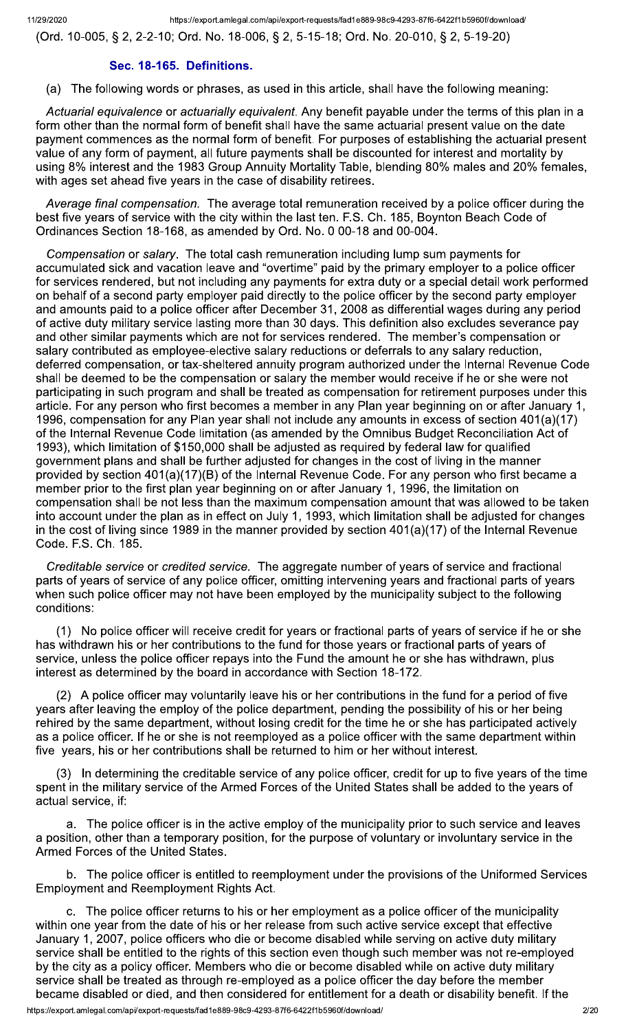(Ord. 10-005, § 2, 2-2-10; Ord. No. 18-006, § 2, 5-15-18; Ord. No. 20-010, § 2, 5-19-20)

### Sec. 18-165. Definitions.

(a) The following words or phrases, as used in this article, shall have the following meaning:

*Actuarial equivalence* or *actuarially equivalent*. Any benefit payable under the terms of this plan in a form other than the normal form of benefit shall have the same actuarial present value on the date payment commences as the normal form of benefit. For purposes of establishing the actuarial present value of any form of payment, all future payments shall be discounted for interest and mortality by using 8% interest and the 1983 Group Annuity Mortality Table, blending 80% males and 20% females, with ages set ahead five years in the case of disability retirees.

*Average final compensation*. The average total remuneration received by a police officer during the best five years of service with the city within the last ten. F.S. Ch. 185, Boynton Beach Code of Ordinances Section 18-168, as amended by Ord. No. 0 00-18 and 00-004.

*Compensation* or *salary*. The total cash remuneration including lump sum payments for accumulated sick and vacation leave and "overtime" paid by the primary employer to a police officer for services rendered, but not including any payments for extra duty or a special detail work performed on behalf of a second party employer paid directly to the police officer by the second party employer and amounts paid to a police officer after December 31, 2008 as differential wages during any period of active duty military service lasting more than 30 days. This definition also excludes severance pay and other similar payments which are not for services rendered. The member's compensation or salary contributed as employee-elective salary reductions or deferrals to any salary reduction, deferred compensation, or tax-sheltered annuity program authorized under the Internal Revenue Code shall be deemed to be the compensation or salary the member would receive if he or she were not participating in such program and shall be treated as compensation for retirement purposes under this article. For any person who first becomes a member in any Plan year beginning on or after January 1, 1996, compensation for any Plan year shall not include any amounts in excess of section 401(a)(17) of the Internal Revenue Code limitation (as amended by the Omnibus Budget Reconciliation Act of 1993), which limitation of $150,000 shall be adjusted as required by federal law for qualified government plans and shall be further adjusted for changes in the cost of living in the manner provided by section 401(a)(17)(B) of the Internal Revenue Code. For any person who first became a member prior to the first plan year beginning on or after January 1, 1996, the limitation on compensation shall be not less than the maximum compensation amount that was allowed to be taken into account under the plan as in effect on July 1, 1993, which limitation shall be adjusted for changes in the cost of living since 1989 in the manner provided by section 401(a)(17) of the Internal Revenue Code. F.S. Ch. 185.

*Creditable service* or *credited service*. The aggregate number of years of service and fractional parts of years of service of any police officer, omitting intervening years and fractional parts of years when such police officer may not have been employed by the municipality subject to the following conditions:

(1) No police officer will receive credit for years or fractional parts of years of service if he or she has withdrawn his or her contributions to the fund for those years or fractional parts of years of service, unless the police officer repays into the Fund the amount he or she has withdrawn, plus interest as determined by the board in accordance with Section 18-172.

(2) A police officer may voluntarily leave his or her contributions in the fund for a period of five years after leaving the employ of the police department, pending the possibility of his or her being rehired by the same department, without losing credit for the time he or she has participated actively as a police officer. If he or she is not reemployed as a police officer with the same department within five years, his or her contributions shall be returned to him or her without interest.

(3) In determining the creditable service of any police officer, credit for up to five years of the time spent in the military service of the Armed Forces of the United States shall be added to the years of actual service, if:

a. The police officer is in the active employ of the municipality prior to such service and leaves a position, other than a temporary position, for the purpose of voluntary or involuntary service in the Armed Forces of the United States.

b. The police officer is entitled to reemployment under the provisions of the Uniformed Services Employment and Reemployment Rights Act.

c. The police officer returns to his or her employment as a police officer of the municipality within one year from the date of his or her release from such active service except that effective January 1, 2007, police officers who die or become disabled while serving on active duty military service shall be entitled to the rights of this section even though such member was not re-employed by the city as a policy officer. Members who die or become disabled while on active duty military service shall be treated as through re-employed as a police officer the day before the member became disabled or died, and then considered for entitlement for a death or disability benefit. If the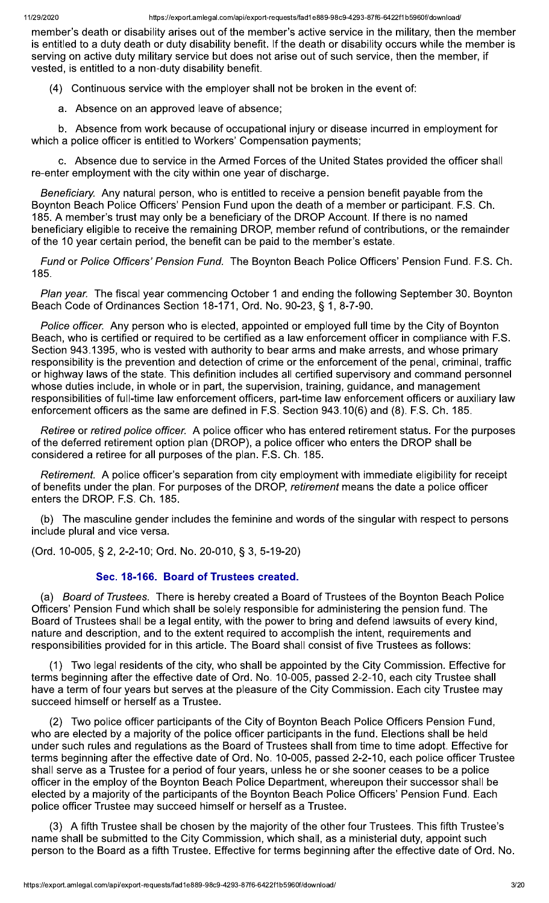member's death or disability arises out of the member's active service in the military, then the member is entitled to a duty death or duty disability benefit. If the death or disability occurs while the member is serving on active duty military service but does not arise out of such service, then the member, if vested, is entitled to a non-duty disability benefit.

(4) Continuous service with the employer shall not be broken in the event of:

a. Absence on an approved leave of absence;

b. Absence from work because of occupational injury or disease incurred in employment for which a police officer is entitled to Workers' Compensation payments;

c. Absence due to service in the Armed Forces of the United States provided the officer shall re-enter employment with the city within one year of discharge.

*Beneficiary.* Any natural person, who is entitled to receive a pension benefit payable from the Boynton Beach Police Officers' Pension Fund upon the death of a member or participant. F.S. Ch. 185. A member's trust may only be a beneficiary of the DROP Account. If there is no named beneficiary eligible to receive the remaining DROP, member refund of contributions, or the remainder of the 10 year certain period, the benefit can be paid to the member's estate.

*Fund* or *Police Officers' Pension Fund.* The Boynton Beach Police Officers' Pension Fund. F.S. Ch. 185.

*Plan year.* The fiscal year commencing October 1 and ending the following September 30. Boynton Beach Code of Ordinances Section 18-171, Ord. No. 90-23, § 1, 8-7-90.

*Police officer.* Any person who is elected, appointed or employed full time by the City of Boynton Beach, who is certified or required to be certified as a law enforcement officer in compliance with F.S. Section 943.1395, who is vested with authority to bear arms and make arrests, and whose primary responsibility is the prevention and detection of crime or the enforcement of the penal, criminal, traffic or highway laws of the state. This definition includes all certified supervisory and command personnel whose duties include, in whole or in part, the supervision, training, guidance, and management responsibilities of full-time law enforcement officers, part-time law enforcement officers or auxiliary law enforcement officers as the same are defined in F.S. Section 943.10(6) and (8). F.S. Ch. 185.

*Retiree* or *retired police officer.* A police officer who has entered retirement status. For the purposes of the deferred retirement option plan (DROP), a police officer who enters the DROP shall be considered a retiree for all purposes of the plan. F.S. Ch. 185.

*Retirement.* A police officer's separation from city employment with immediate eligibility for receipt of benefits under the plan. For purposes of the DROP, *retirement* means the date a police officer enters the DROP. F.S. Ch. 185.

(b) The masculine gender includes the feminine and words of the singular with respect to persons include plural and vice versa.

(Ord. 10-005, § 2, 2-2-10; Ord. No. 20-010, § 3, 5-19-20)

### Sec. 18-166. Board of Trustees created.

(a) *Board of Trustees.* There is hereby created a Board of Trustees of the Boynton Beach Police Officers' Pension Fund which shall be solely responsible for administering the pension fund. The Board of Trustees shall be a legal entity, with the power to bring and defend lawsuits of every kind, nature and description, and to the extent required to accomplish the intent, requirements and responsibilities provided for in this article. The Board shall consist of five Trustees as follows:

(1) Two legal residents of the city, who shall be appointed by the City Commission. Effective for terms beginning after the effective date of Ord. No. 10-005, passed 2-2-10, each city Trustee shall have a term of four years but serves at the pleasure of the City Commission. Each city Trustee may succeed himself or herself as a Trustee.

(2) Two police officer participants of the City of Boynton Beach Police Officers Pension Fund, who are elected by a majority of the police officer participants in the fund. Elections shall be held under such rules and regulations as the Board of Trustees shall from time to time adopt. Effective for terms beginning after the effective date of Ord. No. 10-005, passed 2-2-10, each police officer Trustee shall serve as a Trustee for a period of four years, unless he or she sooner ceases to be a police officer in the employ of the Boynton Beach Police Department, whereupon their successor shall be elected by a majority of the participants of the Boynton Beach Police Officers' Pension Fund. Each police officer Trustee may succeed himself or herself as a Trustee.

(3) A fifth Trustee shall be chosen by the majority of the other four Trustees. This fifth Trustee's name shall be submitted to the City Commission, which shall, as a ministerial duty, appoint such person to the Board as a fifth Trustee. Effective for terms beginning after the effective date of Ord. No.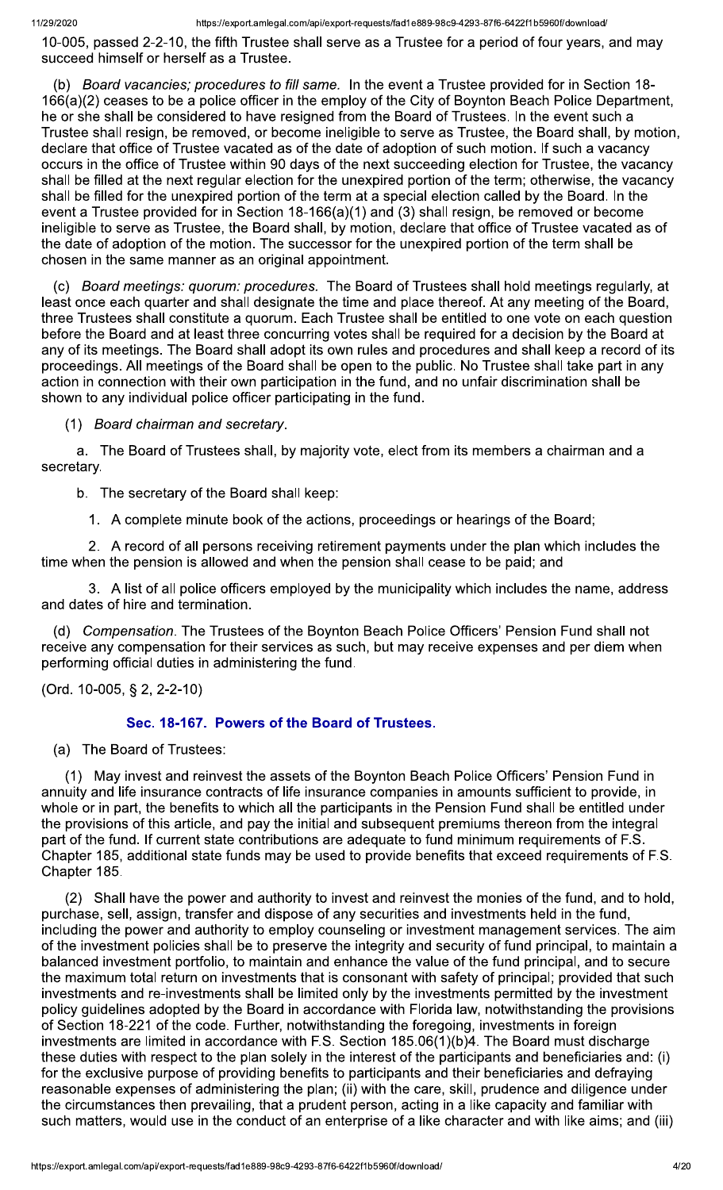10-005, passed 2-2-10, the fifth Trustee shall serve as a Trustee for a period of four years, and may succeed himself or herself as a Trustee.

(b) *Board vacancies; procedures to fill same.* In the event a Trustee provided for in Section 18-166(a)(2) ceases to be a police officer in the employ of the City of Boynton Beach Police Department, he or she shall be considered to have resigned from the Board of Trustees. In the event such a Trustee shall resign, be removed, or become ineligible to serve as Trustee, the Board shall, by motion, declare that office of Trustee vacated as of the date of adoption of such motion. If such a vacancy occurs in the office of Trustee within 90 days of the next succeeding election for Trustee, the vacancy shall be filled at the next regular election for the unexpired portion of the term; otherwise, the vacancy shall be filled for the unexpired portion of the term at a special election called by the Board. In the event a Trustee provided for in Section 18-166(a)(1) and (3) shall resign, be removed or become ineligible to serve as Trustee, the Board shall, by motion, declare that office of Trustee vacated as of the date of adoption of the motion. The successor for the unexpired portion of the term shall be chosen in the same manner as an original appointment.

(c) *Board meetings: quorum: procedures.* The Board of Trustees shall hold meetings regularly, at least once each quarter and shall designate the time and place thereof. At any meeting of the Board, three Trustees shall constitute a quorum. Each Trustee shall be entitled to one vote on each question before the Board and at least three concurring votes shall be required for a decision by the Board at any of its meetings. The Board shall adopt its own rules and procedures and shall keep a record of its proceedings. All meetings of the Board shall be open to the public. No Trustee shall take part in any action in connection with their own participation in the fund, and no unfair discrimination shall be shown to any individual police officer participating in the fund.

(1) *Board chairman and secretary.*

a. The Board of Trustees shall, by majority vote, elect from its members a chairman and a secretary.

b. The secretary of the Board shall keep:

1. A complete minute book of the actions, proceedings or hearings of the Board;

2. A record of all persons receiving retirement payments under the plan which includes the time when the pension is allowed and when the pension shall cease to be paid; and

3. A list of all police officers employed by the municipality which includes the name, address and dates of hire and termination.

(d) *Compensation.* The Trustees of the Boynton Beach Police Officers' Pension Fund shall not receive any compensation for their services as such, but may receive expenses and per diem when performing official duties in administering the fund.

(Ord. 10-005, § 2, 2-2-10)

### Sec. 18-167. Powers of the Board of Trustees.

(a) The Board of Trustees:

(1) May invest and reinvest the assets of the Boynton Beach Police Officers' Pension Fund in annuity and life insurance contracts of life insurance companies in amounts sufficient to provide, in whole or in part, the benefits to which all the participants in the Pension Fund shall be entitled under the provisions of this article, and pay the initial and subsequent premiums thereon from the integral part of the fund. If current state contributions are adequate to fund minimum requirements of F.S. Chapter 185, additional state funds may be used to provide benefits that exceed requirements of F.S. Chapter 185.

(2) Shall have the power and authority to invest and reinvest the monies of the fund, and to hold, purchase, sell, assign, transfer and dispose of any securities and investments held in the fund, including the power and authority to employ counseling or investment management services. The aim of the investment policies shall be to preserve the integrity and security of fund principal, to maintain a balanced investment portfolio, to maintain and enhance the value of the fund principal, and to secure the maximum total return on investments that is consonant with safety of principal; provided that such investments and re-investments shall be limited only by the investments permitted by the investment policy guidelines adopted by the Board in accordance with Florida law, notwithstanding the provisions of Section 18-221 of the code. Further, notwithstanding the foregoing, investments in foreign investments are limited in accordance with F.S. Section 185.06(1)(b)4. The Board must discharge these duties with respect to the plan solely in the interest of the participants and beneficiaries and: (i) for the exclusive purpose of providing benefits to participants and their beneficiaries and defraying reasonable expenses of administering the plan; (ii) with the care, skill, prudence and diligence under the circumstances then prevailing, that a prudent person, acting in a like capacity and familiar with such matters, would use in the conduct of an enterprise of a like character and with like aims; and (iii)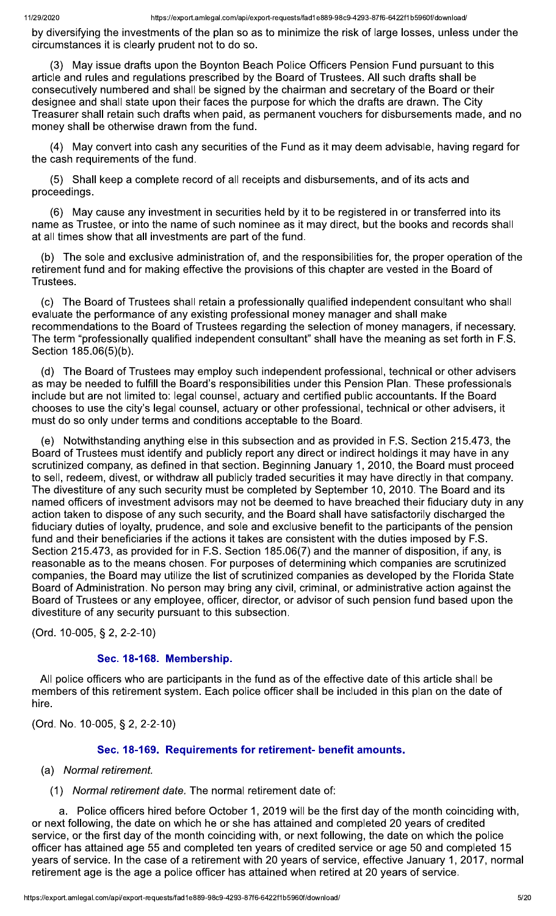by diversifying the investments of the plan so as to minimize the risk of large losses, unless under the circumstances it is clearly prudent not to do so.

(3) May issue drafts upon the Boynton Beach Police Officers Pension Fund pursuant to this article and rules and regulations prescribed by the Board of Trustees. All such drafts shall be consecutively numbered and shall be signed by the chairman and secretary of the Board or their designee and shall state upon their faces the purpose for which the drafts are drawn. The City Treasurer shall retain such drafts when paid, as permanent vouchers for disbursements made, and no money shall be otherwise drawn from the fund.

(4) May convert into cash any securities of the Fund as it may deem advisable, having regard for the cash requirements of the fund.

(5) Shall keep a complete record of all receipts and disbursements, and of its acts and proceedings.

(6) May cause any investment in securities held by it to be registered in or transferred into its name as Trustee, or into the name of such nominee as it may direct, but the books and records shall at all times show that all investments are part of the fund.

(b) The sole and exclusive administration of, and the responsibilities for, the proper operation of the retirement fund and for making effective the provisions of this chapter are vested in the Board of Trustees.

(c) The Board of Trustees shall retain a professionally qualified independent consultant who shall evaluate the performance of any existing professional money manager and shall make recommendations to the Board of Trustees regarding the selection of money managers, if necessary. The term "professionally qualified independent consultant" shall have the meaning as set forth in F.S. Section 185.06(5)(b).

(d) The Board of Trustees may employ such independent professional, technical or other advisers as may be needed to fulfill the Board's responsibilities under this Pension Plan. These professionals include but are not limited to: legal counsel, actuary and certified public accountants. If the Board chooses to use the city's legal counsel, actuary or other professional, technical or other advisers, it must do so only under terms and conditions acceptable to the Board.

(e) Notwithstanding anything else in this subsection and as provided in F.S. Section 215.473, the Board of Trustees must identify and publicly report any direct or indirect holdings it may have in any scrutinized company, as defined in that section. Beginning January 1, 2010, the Board must proceed to sell, redeem, divest, or withdraw all publicly traded securities it may have directly in that company. The divestiture of any such security must be completed by September 10, 2010. The Board and its named officers of investment advisors may not be deemed to have breached their fiduciary duty in any action taken to dispose of any such security, and the Board shall have satisfactorily discharged the fiduciary duties of loyalty, prudence, and sole and exclusive benefit to the participants of the pension fund and their beneficiaries if the actions it takes are consistent with the duties imposed by F.S. Section 215.473, as provided for in F.S. Section 185.06(7) and the manner of disposition, if any, is reasonable as to the means chosen. For purposes of determining which companies are scrutinized companies, the Board may utilize the list of scrutinized companies as developed by the Florida State Board of Administration. No person may bring any civil, criminal, or administrative action against the Board of Trustees or any employee, officer, director, or advisor of such pension fund based upon the divestiture of any security pursuant to this subsection.

(Ord. 10-005, § 2, 2-2-10)

### Sec. 18-168. Membership.

All police officers who are participants in the fund as of the effective date of this article shall be members of this retirement system. Each police officer shall be included in this plan on the date of hire.

(Ord. No. 10-005, § 2, 2-2-10)

### Sec. 18-169. Requirements for retirement- benefit amounts.

(a) *Normal retirement.*

(1) *Normal retirement date.* The normal retirement date of:

a. Police officers hired before October 1, 2019 will be the first day of the month coinciding with, or next following, the date on which he or she has attained and completed 20 years of credited service, or the first day of the month coinciding with, or next following, the date on which the police officer has attained age 55 and completed ten years of credited service or age 50 and completed 15 years of service. In the case of a retirement with 20 years of service, effective January 1, 2017, normal retirement age is the age a police officer has attained when retired at 20 years of service.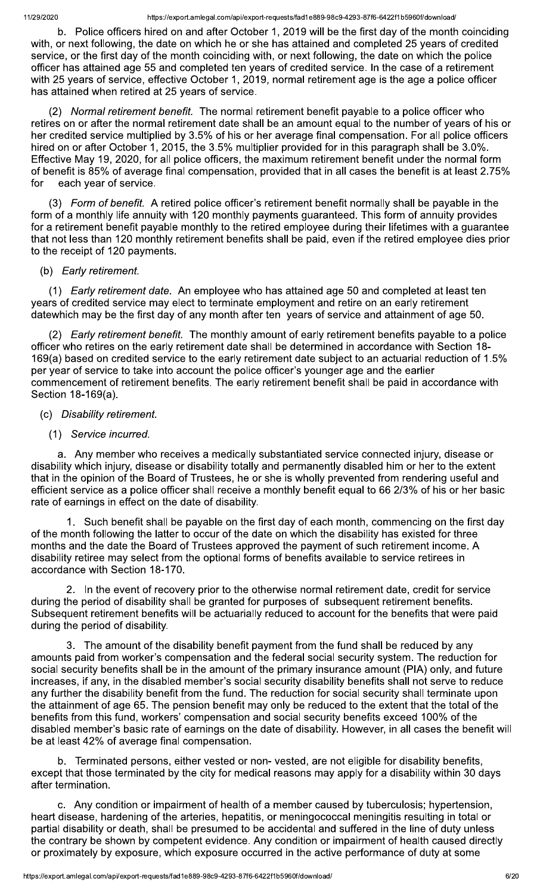b. Police officers hired on and after October 1, 2019 will be the first day of the month coinciding with, or next following, the date on which he or she has attained and completed 25 years of credited service, or the first day of the month coinciding with, or next following, the date on which the police officer has attained age 55 and completed ten years of credited service. In the case of a retirement with 25 years of service, effective October 1, 2019, normal retirement age is the age a police officer has attained when retired at 25 years of service.

(2) *Normal retirement benefit.* The normal retirement benefit payable to a police officer who retires on or after the normal retirement date shall be an amount equal to the number of years of his or her credited service multiplied by 3.5% of his or her average final compensation. For all police officers hired on or after October 1, 2015, the 3.5% multiplier provided for in this paragraph shall be 3.0%. Effective May 19, 2020, for all police officers, the maximum retirement benefit under the normal form of benefit is 85% of average final compensation, provided that in all cases the benefit is at least 2.75% for each year of service.

(3) *Form of benefit.* A retired police officer's retirement benefit normally shall be payable in the form of a monthly life annuity with 120 monthly payments guaranteed. This form of annuity provides for a retirement benefit payable monthly to the retired employee during their lifetimes with a guarantee that not less than 120 monthly retirement benefits shall be paid, even if the retired employee dies prior to the receipt of 120 payments.

(b) *Early retirement.*

(1) *Early retirement date.* An employee who has attained age 50 and completed at least ten years of credited service may elect to terminate employment and retire on an early retirement datewhich may be the first day of any month after ten years of service and attainment of age 50.

(2) *Early retirement benefit.* The monthly amount of early retirement benefits payable to a police officer who retires on the early retirement date shall be determined in accordance with Section 18-169(a) based on credited service to the early retirement date subject to an actuarial reduction of 1.5% per year of service to take into account the police officer's younger age and the earlier commencement of retirement benefits. The early retirement benefit shall be paid in accordance with Section 18-169(a).

(c) *Disability retirement.*

(1) *Service incurred.*

a. Any member who receives a medically substantiated service connected injury, disease or disability which injury, disease or disability totally and permanently disabled him or her to the extent that in the opinion of the Board of Trustees, he or she is wholly prevented from rendering useful and efficient service as a police officer shall receive a monthly benefit equal to 66 2/3% of his or her basic rate of earnings in effect on the date of disability.

1. Such benefit shall be payable on the first day of each month, commencing on the first day of the month following the latter to occur of the date on which the disability has existed for three months and the date the Board of Trustees approved the payment of such retirement income. A disability retiree may select from the optional forms of benefits available to service retirees in accordance with Section 18-170.

2. In the event of recovery prior to the otherwise normal retirement date, credit for service during the period of disability shall be granted for purposes of subsequent retirement benefits. Subsequent retirement benefits will be actuarially reduced to account for the benefits that were paid during the period of disability.

3. The amount of the disability benefit payment from the fund shall be reduced by any amounts paid from worker's compensation and the federal social security system. The reduction for social security benefits shall be in the amount of the primary insurance amount (PIA) only, and future increases, if any, in the disabled member's social security disability benefits shall not serve to reduce any further the disability benefit from the fund. The reduction for social security shall terminate upon the attainment of age 65. The pension benefit may only be reduced to the extent that the total of the benefits from this fund, workers' compensation and social security benefits exceed 100% of the disabled member's basic rate of earnings on the date of disability. However, in all cases the benefit will be at least 42% of average final compensation.

b. Terminated persons, either vested or non- vested, are not eligible for disability benefits, except that those terminated by the city for medical reasons may apply for a disability within 30 days after termination.

c. Any condition or impairment of health of a member caused by tuberculosis; hypertension, heart disease, hardening of the arteries, hepatitis, or meningococcal meningitis resulting in total or partial disability or death, shall be presumed to be accidental and suffered in the line of duty unless the contrary be shown by competent evidence. Any condition or impairment of health caused directly or proximately by exposure, which exposure occurred in the active performance of duty at some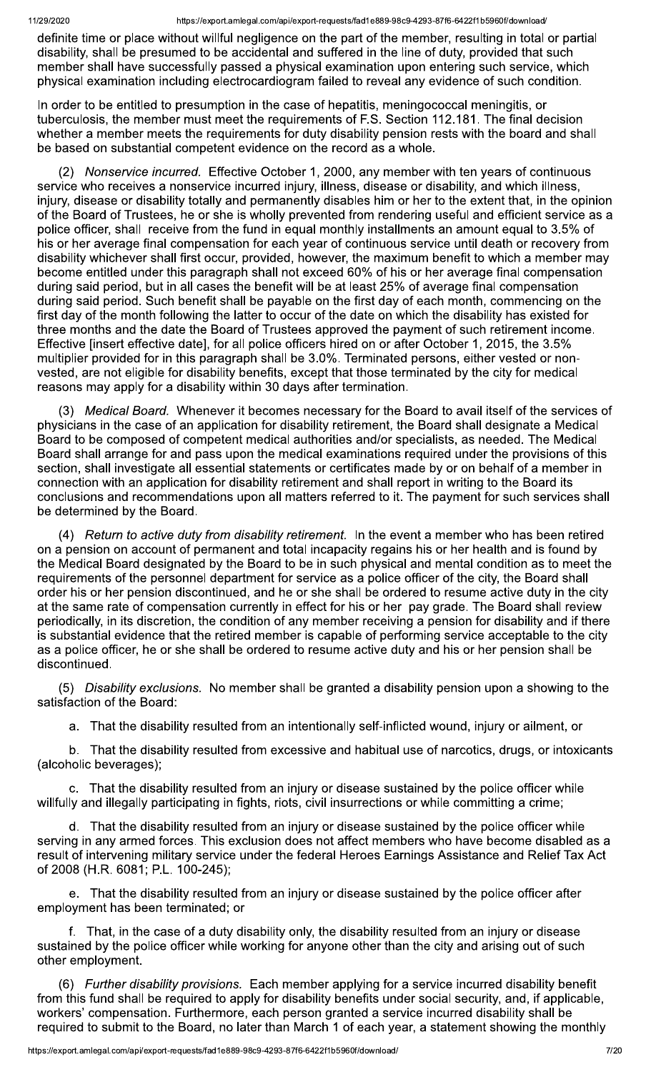definite time or place without willful negligence on the part of the member, resulting in total or partial disability, shall be presumed to be accidental and suffered in the line of duty, provided that such member shall have successfully passed a physical examination upon entering such service, which physical examination including electrocardiogram failed to reveal any evidence of such condition.

In order to be entitled to presumption in the case of hepatitis, meningococcal meningitis, or tuberculosis, the member must meet the requirements of F.S. Section 112.181. The final decision whether a member meets the requirements for duty disability pension rests with the board and shall be based on substantial competent evidence on the record as a whole.

(2) *Nonservice incurred.* Effective October 1, 2000, any member with ten years of continuous service who receives a nonservice incurred injury, illness, disease or disability, and which illness, injury, disease or disability totally and permanently disables him or her to the extent that, in the opinion of the Board of Trustees, he or she is wholly prevented from rendering useful and efficient service as a police officer, shall receive from the fund in equal monthly installments an amount equal to 3.5% of his or her average final compensation for each year of continuous service until death or recovery from disability whichever shall first occur, provided, however, the maximum benefit to which a member may become entitled under this paragraph shall not exceed 60% of his or her average final compensation during said period, but in all cases the benefit will be at least 25% of average final compensation during said period. Such benefit shall be payable on the first day of each month, commencing on the first day of the month following the latter to occur of the date on which the disability has existed for three months and the date the Board of Trustees approved the payment of such retirement income. Effective [insert effective date], for all police officers hired on or after October 1, 2015, the 3.5% multiplier provided for in this paragraph shall be 3.0%. Terminated persons, either vested or non-vested, are not eligible for disability benefits, except that those terminated by the city for medical reasons may apply for a disability within 30 days after termination.

(3) *Medical Board.* Whenever it becomes necessary for the Board to avail itself of the services of physicians in the case of an application for disability retirement, the Board shall designate a Medical Board to be composed of competent medical authorities and/or specialists, as needed. The Medical Board shall arrange for and pass upon the medical examinations required under the provisions of this section, shall investigate all essential statements or certificates made by or on behalf of a member in connection with an application for disability retirement and shall report in writing to the Board its conclusions and recommendations upon all matters referred to it. The payment for such services shall be determined by the Board.

(4) *Return to active duty from disability retirement.* In the event a member who has been retired on a pension on account of permanent and total incapacity regains his or her health and is found by the Medical Board designated by the Board to be in such physical and mental condition as to meet the requirements of the personnel department for service as a police officer of the city, the Board shall order his or her pension discontinued, and he or she shall be ordered to resume active duty in the city at the same rate of compensation currently in effect for his or her pay grade. The Board shall review periodically, in its discretion, the condition of any member receiving a pension for disability and if there is substantial evidence that the retired member is capable of performing service acceptable to the city as a police officer, he or she shall be ordered to resume active duty and his or her pension shall be discontinued.

(5) *Disability exclusions.* No member shall be granted a disability pension upon a showing to the satisfaction of the Board:

a. That the disability resulted from an intentionally self-inflicted wound, injury or ailment, or

b. That the disability resulted from excessive and habitual use of narcotics, drugs, or intoxicants (alcoholic beverages);

c. That the disability resulted from an injury or disease sustained by the police officer while willfully and illegally participating in fights, riots, civil insurrections or while committing a crime;

d. That the disability resulted from an injury or disease sustained by the police officer while serving in any armed forces. This exclusion does not affect members who have become disabled as a result of intervening military service under the federal Heroes Earnings Assistance and Relief Tax Act of 2008 (H.R. 6081; P.L. 100-245);

e. That the disability resulted from an injury or disease sustained by the police officer after employment has been terminated; or

f. That, in the case of a duty disability only, the disability resulted from an injury or disease sustained by the police officer while working for anyone other than the city and arising out of such other employment.

(6) *Further disability provisions.* Each member applying for a service incurred disability benefit from this fund shall be required to apply for disability benefits under social security, and, if applicable, workers' compensation. Furthermore, each person granted a service incurred disability shall be required to submit to the Board, no later than March 1 of each year, a statement showing the monthly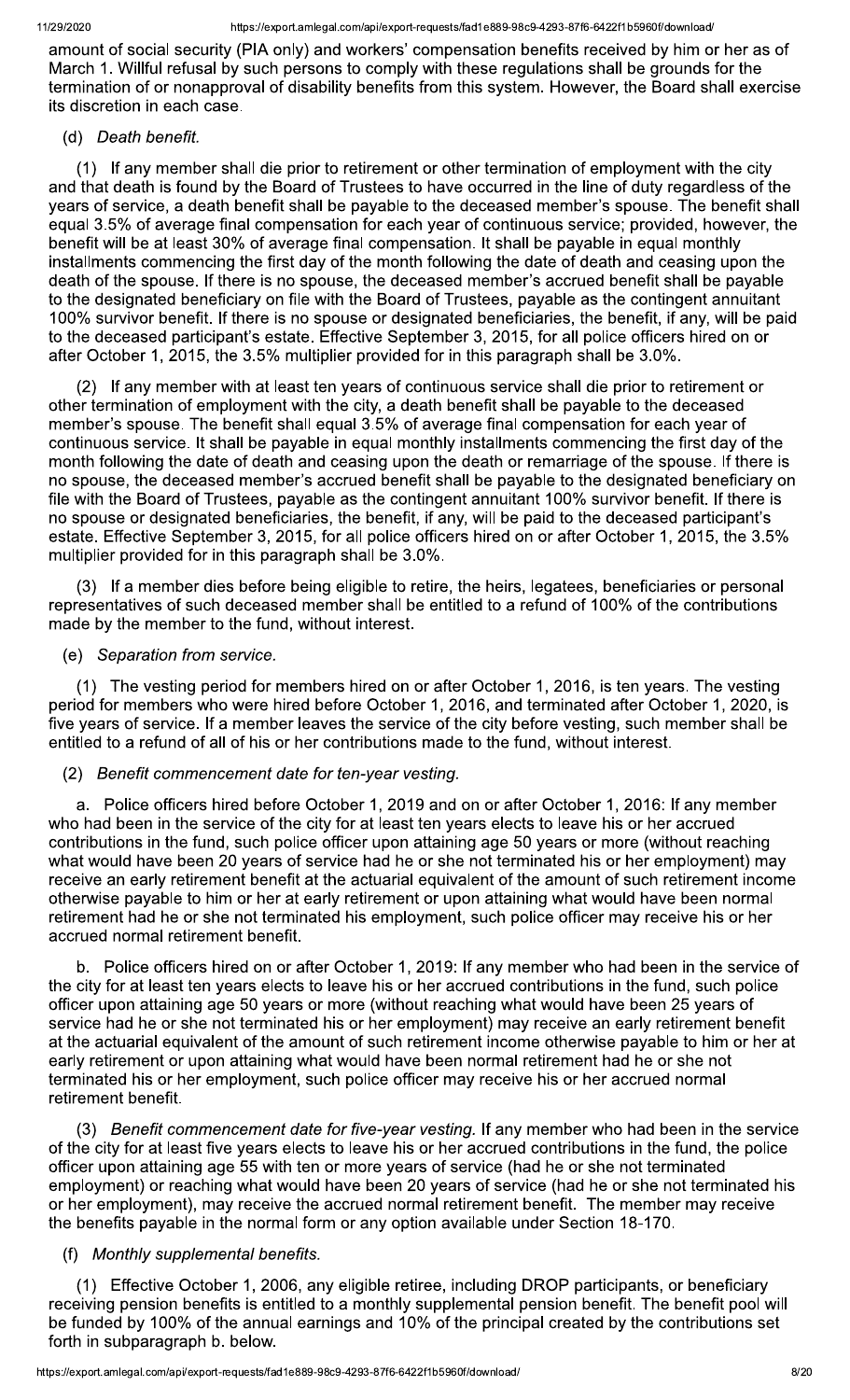amount of social security (PIA only) and workers' compensation benefits received by him or her as of March 1. Willful refusal by such persons to comply with these regulations shall be grounds for the termination of or nonapproval of disability benefits from this system. However, the Board shall exercise its discretion in each case.

(d) *Death benefit.*

(1) If any member shall die prior to retirement or other termination of employment with the city and that death is found by the Board of Trustees to have occurred in the line of duty regardless of the years of service, a death benefit shall be payable to the deceased member's spouse. The benefit shall equal 3.5% of average final compensation for each year of continuous service; provided, however, the benefit will be at least 30% of average final compensation. It shall be payable in equal monthly installments commencing the first day of the month following the date of death and ceasing upon the death of the spouse. If there is no spouse, the deceased member's accrued benefit shall be payable to the designated beneficiary on file with the Board of Trustees, payable as the contingent annuitant 100% survivor benefit. If there is no spouse or designated beneficiaries, the benefit, if any, will be paid to the deceased participant's estate. Effective September 3, 2015, for all police officers hired on or after October 1, 2015, the 3.5% multiplier provided for in this paragraph shall be 3.0%.

(2) If any member with at least ten years of continuous service shall die prior to retirement or other termination of employment with the city, a death benefit shall be payable to the deceased member's spouse. The benefit shall equal 3.5% of average final compensation for each year of continuous service. It shall be payable in equal monthly installments commencing the first day of the month following the date of death and ceasing upon the death or remarriage of the spouse. If there is no spouse, the deceased member's accrued benefit shall be payable to the designated beneficiary on file with the Board of Trustees, payable as the contingent annuitant 100% survivor benefit. If there is no spouse or designated beneficiaries, the benefit, if any, will be paid to the deceased participant's estate. Effective September 3, 2015, for all police officers hired on or after October 1, 2015, the 3.5% multiplier provided for in this paragraph shall be 3.0%.

(3) If a member dies before being eligible to retire, the heirs, legatees, beneficiaries or personal representatives of such deceased member shall be entitled to a refund of 100% of the contributions made by the member to the fund, without interest.

(e) *Separation from service.*

(1) The vesting period for members hired on or after October 1, 2016, is ten years. The vesting period for members who were hired before October 1, 2016, and terminated after October 1, 2020, is five years of service. If a member leaves the service of the city before vesting, such member shall be entitled to a refund of all of his or her contributions made to the fund, without interest.

(2) *Benefit commencement date for ten-year vesting.*

a. Police officers hired before October 1, 2019 and on or after October 1, 2016: If any member who had been in the service of the city for at least ten years elects to leave his or her accrued contributions in the fund, such police officer upon attaining age 50 years or more (without reaching what would have been 20 years of service had he or she not terminated his or her employment) may receive an early retirement benefit at the actuarial equivalent of the amount of such retirement income otherwise payable to him or her at early retirement or upon attaining what would have been normal retirement had he or she not terminated his employment, such police officer may receive his or her accrued normal retirement benefit.

b. Police officers hired on or after October 1, 2019: If any member who had been in the service of the city for at least ten years elects to leave his or her accrued contributions in the fund, such police officer upon attaining age 50 years or more (without reaching what would have been 25 years of service had he or she not terminated his or her employment) may receive an early retirement benefit at the actuarial equivalent of the amount of such retirement income otherwise payable to him or her at early retirement or upon attaining what would have been normal retirement had he or she not terminated his or her employment, such police officer may receive his or her accrued normal retirement benefit.

(3) *Benefit commencement date for five-year vesting.* If any member who had been in the service of the city for at least five years elects to leave his or her accrued contributions in the fund, the police officer upon attaining age 55 with ten or more years of service (had he or she not terminated employment) or reaching what would have been 20 years of service (had he or she not terminated his or her employment), may receive the accrued normal retirement benefit. The member may receive the benefits payable in the normal form or any option available under Section 18-170.

(f) *Monthly supplemental benefits.*

(1) Effective October 1, 2006, any eligible retiree, including DROP participants, or beneficiary receiving pension benefits is entitled to a monthly supplemental pension benefit. The benefit pool will be funded by 100% of the annual earnings and 10% of the principal created by the contributions set forth in subparagraph b. below.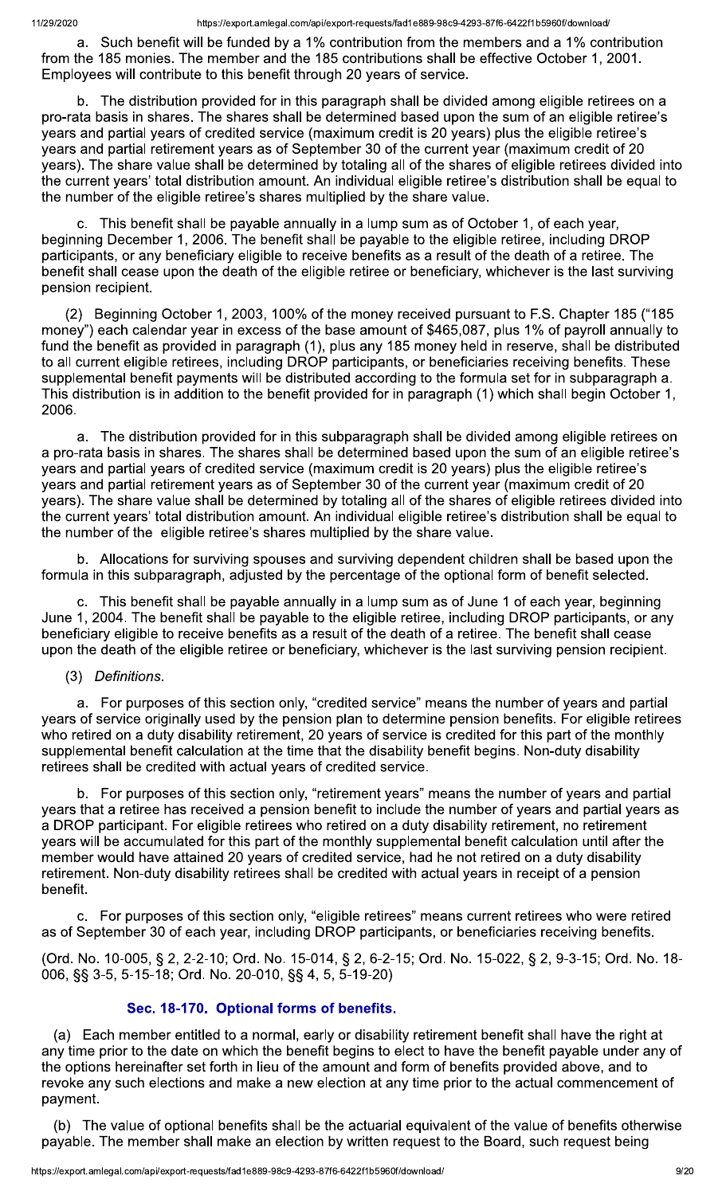a. Such benefit will be funded by a 1% contribution from the members and a 1% contribution from the 185 monies. The member and the 185 contributions shall be effective October 1, 2001. Employees will contribute to this benefit through 20 years of service.

b. The distribution provided for in this paragraph shall be divided among eligible retirees on a pro-rata basis in shares. The shares shall be determined based upon the sum of an eligible retiree's years and partial years of credited service (maximum credit is 20 years) plus the eligible retiree's years and partial retirement years as of September 30 of the current year (maximum credit of 20 years). The share value shall be determined by totaling all of the shares of eligible retirees divided into the current years' total distribution amount. An individual eligible retiree's distribution shall be equal to the number of the eligible retiree's shares multiplied by the share value.

c. This benefit shall be payable annually in a lump sum as of October 1, of each year, beginning December 1, 2006. The benefit shall be payable to the eligible retiree, including DROP participants, or any beneficiary eligible to receive benefits as a result of the death of a retiree. The benefit shall cease upon the death of the eligible retiree or beneficiary, whichever is the last surviving pension recipient.

(2) Beginning October 1, 2003, 100% of the money received pursuant to F.S. Chapter 185 ("185 money") each calendar year in excess of the base amount of $465,087, plus 1% of payroll annually to fund the benefit as provided in paragraph (1), plus any 185 money held in reserve, shall be distributed to all current eligible retirees, including DROP participants, or beneficiaries receiving benefits. These supplemental benefit payments will be distributed according to the formula set for in subparagraph a. This distribution is in addition to the benefit provided for in paragraph (1) which shall begin October 1, 2006.

a. The distribution provided for in this subparagraph shall be divided among eligible retirees on a pro-rata basis in shares. The shares shall be determined based upon the sum of an eligible retiree's years and partial years of credited service (maximum credit is 20 years) plus the eligible retiree's years and partial retirement years as of September 30 of the current year (maximum credit of 20 years). The share value shall be determined by totaling all of the shares of eligible retirees divided into the current years' total distribution amount. An individual eligible retiree's distribution shall be equal to the number of the eligible retiree's shares multiplied by the share value.

b. Allocations for surviving spouses and surviving dependent children shall be based upon the formula in this subparagraph, adjusted by the percentage of the optional form of benefit selected.

c. This benefit shall be payable annually in a lump sum as of June 1 of each year, beginning June 1, 2004. The benefit shall be payable to the eligible retiree, including DROP participants, or any beneficiary eligible to receive benefits as a result of the death of a retiree. The benefit shall cease upon the death of the eligible retiree or beneficiary, whichever is the last surviving pension recipient.

(3) *Definitions.*

a. For purposes of this section only, "credited service" means the number of years and partial years of service originally used by the pension plan to determine pension benefits. For eligible retirees who retired on a duty disability retirement, 20 years of service is credited for this part of the monthly supplemental benefit calculation at the time that the disability benefit begins. Non-duty disability retirees shall be credited with actual years of credited service.

b. For purposes of this section only, "retirement years" means the number of years and partial years that a retiree has received a pension benefit to include the number of years and partial years as a DROP participant. For eligible retirees who retired on a duty disability retirement, no retirement years will be accumulated for this part of the monthly supplemental benefit calculation until after the member would have attained 20 years of credited service, had he not retired on a duty disability retirement. Non-duty disability retirees shall be credited with actual years in receipt of a pension benefit.

c. For purposes of this section only, "eligible retirees" means current retirees who were retired as of September 30 of each year, including DROP participants, or beneficiaries receiving benefits.

(Ord. No. 10-005, § 2, 2-2-10; Ord. No. 15-014, § 2, 6-2-15; Ord. No. 15-022, § 2, 9-3-15; Ord. No. 18-006, §§ 3-5, 5-15-18; Ord. No. 20-010, §§ 4, 5, 5-19-20)

### Sec. 18-170. Optional forms of benefits.

(a) Each member entitled to a normal, early or disability retirement benefit shall have the right at any time prior to the date on which the benefit begins to elect to have the benefit payable under any of the options hereinafter set forth in lieu of the amount and form of benefits provided above, and to revoke any such elections and make a new election at any time prior to the actual commencement of payment.

(b) The value of optional benefits shall be the actuarial equivalent of the value of benefits otherwise payable. The member shall make an election by written request to the Board, such request being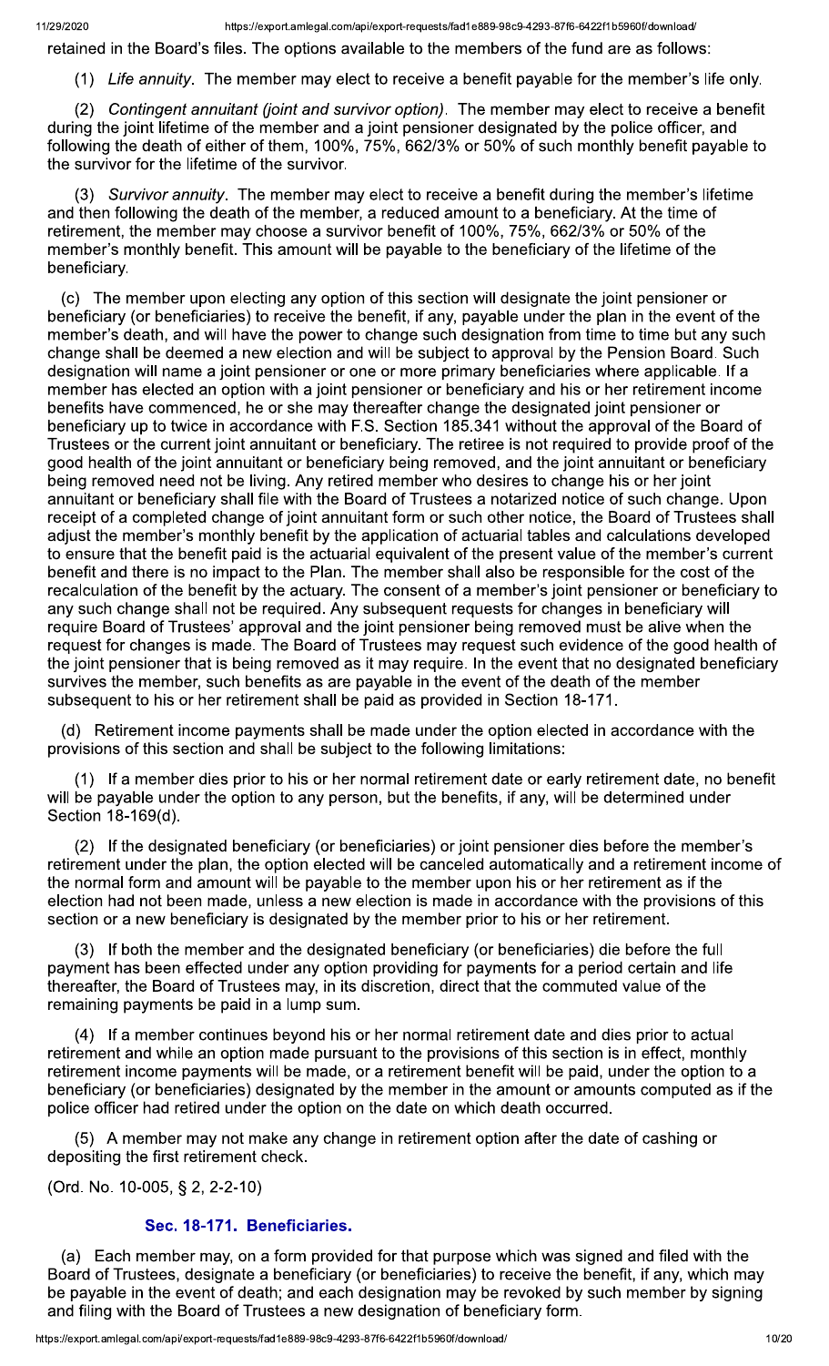retained in the Board's files. The options available to the members of the fund are as follows:

(1) *Life annuity*. The member may elect to receive a benefit payable for the member's life only.

(2) *Contingent annuitant (joint and survivor option)*. The member may elect to receive a benefit during the joint lifetime of the member and a joint pensioner designated by the police officer, and following the death of either of them, 100%, 75%, 662/3% or 50% of such monthly benefit payable to the survivor for the lifetime of the survivor.

(3) *Survivor annuity*. The member may elect to receive a benefit during the member's lifetime and then following the death of the member, a reduced amount to a beneficiary. At the time of retirement, the member may choose a survivor benefit of 100%, 75%, 662/3% or 50% of the member's monthly benefit. This amount will be payable to the beneficiary of the lifetime of the beneficiary.

(c) The member upon electing any option of this section will designate the joint pensioner or beneficiary (or beneficiaries) to receive the benefit, if any, payable under the plan in the event of the member's death, and will have the power to change such designation from time to time but any such change shall be deemed a new election and will be subject to approval by the Pension Board. Such designation will name a joint pensioner or one or more primary beneficiaries where applicable. If a member has elected an option with a joint pensioner or beneficiary and his or her retirement income benefits have commenced, he or she may thereafter change the designated joint pensioner or beneficiary up to twice in accordance with F.S. Section 185.341 without the approval of the Board of Trustees or the current joint annuitant or beneficiary. The retiree is not required to provide proof of the good health of the joint annuitant or beneficiary being removed, and the joint annuitant or beneficiary being removed need not be living. Any retired member who desires to change his or her joint annuitant or beneficiary shall file with the Board of Trustees a notarized notice of such change. Upon receipt of a completed change of joint annuitant form or such other notice, the Board of Trustees shall adjust the member's monthly benefit by the application of actuarial tables and calculations developed to ensure that the benefit paid is the actuarial equivalent of the present value of the member's current benefit and there is no impact to the Plan. The member shall also be responsible for the cost of the recalculation of the benefit by the actuary. The consent of a member's joint pensioner or beneficiary to any such change shall not be required. Any subsequent requests for changes in beneficiary will require Board of Trustees' approval and the joint pensioner being removed must be alive when the request for changes is made. The Board of Trustees may request such evidence of the good health of the joint pensioner that is being removed as it may require. In the event that no designated beneficiary survives the member, such benefits as are payable in the event of the death of the member subsequent to his or her retirement shall be paid as provided in Section 18-171.

(d) Retirement income payments shall be made under the option elected in accordance with the provisions of this section and shall be subject to the following limitations:

(1) If a member dies prior to his or her normal retirement date or early retirement date, no benefit will be payable under the option to any person, but the benefits, if any, will be determined under Section 18-169(d).

(2) If the designated beneficiary (or beneficiaries) or joint pensioner dies before the member's retirement under the plan, the option elected will be canceled automatically and a retirement income of the normal form and amount will be payable to the member upon his or her retirement as if the election had not been made, unless a new election is made in accordance with the provisions of this section or a new beneficiary is designated by the member prior to his or her retirement.

(3) If both the member and the designated beneficiary (or beneficiaries) die before the full payment has been effected under any option providing for payments for a period certain and life thereafter, the Board of Trustees may, in its discretion, direct that the commuted value of the remaining payments be paid in a lump sum.

(4) If a member continues beyond his or her normal retirement date and dies prior to actual retirement and while an option made pursuant to the provisions of this section is in effect, monthly retirement income payments will be made, or a retirement benefit will be paid, under the option to a beneficiary (or beneficiaries) designated by the member in the amount or amounts computed as if the police officer had retired under the option on the date on which death occurred.

(5) A member may not make any change in retirement option after the date of cashing or depositing the first retirement check.

(Ord. No. 10-005, § 2, 2-2-10)

### Sec. 18-171. Beneficiaries.

(a) Each member may, on a form provided for that purpose which was signed and filed with the Board of Trustees, designate a beneficiary (or beneficiaries) to receive the benefit, if any, which may be payable in the event of death; and each designation may be revoked by such member by signing and filing with the Board of Trustees a new designation of beneficiary form.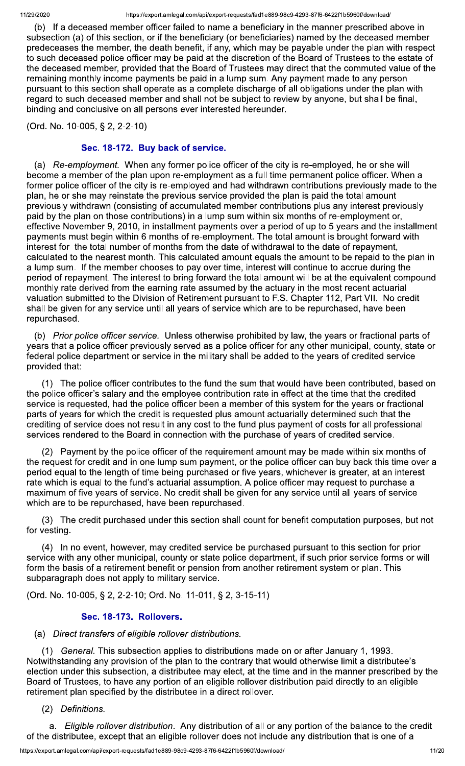(b) If a deceased member officer failed to name a beneficiary in the manner prescribed above in subsection (a) of this section, or if the beneficiary (or beneficiaries) named by the deceased member predeceases the member, the death benefit, if any, which may be payable under the plan with respect to such deceased police officer may be paid at the discretion of the Board of Trustees to the estate of the deceased member, provided that the Board of Trustees may direct that the commuted value of the remaining monthly income payments be paid in a lump sum. Any payment made to any person pursuant to this section shall operate as a complete discharge of all obligations under the plan with regard to such deceased member and shall not be subject to review by anyone, but shall be final, binding and conclusive on all persons ever interested hereunder.

(Ord. No. 10-005, § 2, 2-2-10)

### Sec. 18-172. Buy back of service.

(a) *Re-employment.* When any former police officer of the city is re-employed, he or she will become a member of the plan upon re-employment as a full time permanent police officer. When a former police officer of the city is re-employed and had withdrawn contributions previously made to the plan, he or she may reinstate the previous service provided the plan is paid the total amount previously withdrawn (consisting of accumulated member contributions plus any interest previously paid by the plan on those contributions) in a lump sum within six months of re-employment or, effective November 9, 2010, in installment payments over a period of up to 5 years and the installment payments must begin within 6 months of re-employment. The total amount is brought forward with interest for the total number of months from the date of withdrawal to the date of repayment, calculated to the nearest month. This calculated amount equals the amount to be repaid to the plan in a lump sum. If the member chooses to pay over time, interest will continue to accrue during the period of repayment. The interest to bring forward the total amount will be at the equivalent compound monthly rate derived from the earning rate assumed by the actuary in the most recent actuarial valuation submitted to the Division of Retirement pursuant to F.S. Chapter 112, Part VII. No credit shall be given for any service until all years of service which are to be repurchased, have been repurchased.

(b) *Prior police officer service.* Unless otherwise prohibited by law, the years or fractional parts of years that a police officer previously served as a police officer for any other municipal, county, state or federal police department or service in the military shall be added to the years of credited service provided that:

(1) The police officer contributes to the fund the sum that would have been contributed, based on the police officer's salary and the employee contribution rate in effect at the time that the credited service is requested, had the police officer been a member of this system for the years or fractional parts of years for which the credit is requested plus amount actuarially determined such that the crediting of service does not result in any cost to the fund plus payment of costs for all professional services rendered to the Board in connection with the purchase of years of credited service.

(2) Payment by the police officer of the requirement amount may be made within six months of the request for credit and in one lump sum payment, or the police officer can buy back this time over a period equal to the length of time being purchased or five years, whichever is greater, at an interest rate which is equal to the fund's actuarial assumption. A police officer may request to purchase a maximum of five years of service. No credit shall be given for any service until all years of service which are to be repurchased, have been repurchased.

(3) The credit purchased under this section shall count for benefit computation purposes, but not for vesting.

(4) In no event, however, may credited service be purchased pursuant to this section for prior service with any other municipal, county or state police department, if such prior service forms or will form the basis of a retirement benefit or pension from another retirement system or plan. This subparagraph does not apply to military service.

(Ord. No. 10-005, § 2, 2-2-10; Ord. No. 11-011, § 2, 3-15-11)

### Sec. 18-173. Rollovers.

(a) *Direct transfers of eligible rollover distributions.*

(1) *General.* This subsection applies to distributions made on or after January 1, 1993. Notwithstanding any provision of the plan to the contrary that would otherwise limit a distributee's election under this subsection, a distributee may elect, at the time and in the manner prescribed by the Board of Trustees, to have any portion of an eligible rollover distribution paid directly to an eligible retirement plan specified by the distributee in a direct rollover.

(2) *Definitions.*

a. *Eligible rollover distribution.* Any distribution of all or any portion of the balance to the credit of the distributee, except that an eligible rollover does not include any distribution that is one of a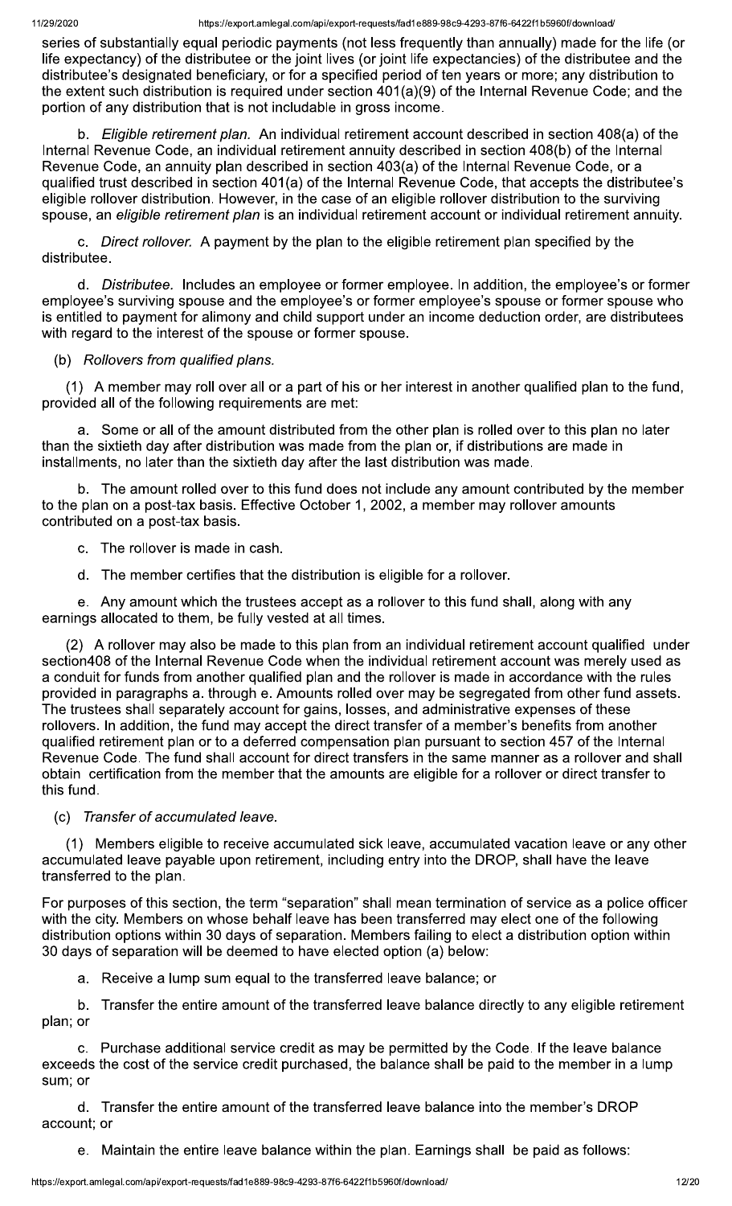series of substantially equal periodic payments (not less frequently than annually) made for the life (or life expectancy) of the distributee or the joint lives (or joint life expectancies) of the distributee and the distributee's designated beneficiary, or for a specified period of ten years or more; any distribution to the extent such distribution is required under section 401(a)(9) of the Internal Revenue Code; and the portion of any distribution that is not includable in gross income.

b. *Eligible retirement plan.* An individual retirement account described in section 408(a) of the Internal Revenue Code, an individual retirement annuity described in section 408(b) of the Internal Revenue Code, an annuity plan described in section 403(a) of the Internal Revenue Code, or a qualified trust described in section 401(a) of the Internal Revenue Code, that accepts the distributee's eligible rollover distribution. However, in the case of an eligible rollover distribution to the surviving spouse, an *eligible retirement plan* is an individual retirement account or individual retirement annuity.

c. *Direct rollover.* A payment by the plan to the eligible retirement plan specified by the distributee.

d. *Distributee.* Includes an employee or former employee. In addition, the employee's or former employee's surviving spouse and the employee's or former employee's spouse or former spouse who is entitled to payment for alimony and child support under an income deduction order, are distributees with regard to the interest of the spouse or former spouse.

(b) *Rollovers from qualified plans.*

(1) A member may roll over all or a part of his or her interest in another qualified plan to the fund, provided all of the following requirements are met:

a. Some or all of the amount distributed from the other plan is rolled over to this plan no later than the sixtieth day after distribution was made from the plan or, if distributions are made in installments, no later than the sixtieth day after the last distribution was made.

b. The amount rolled over to this fund does not include any amount contributed by the member to the plan on a post-tax basis. Effective October 1, 2002, a member may rollover amounts contributed on a post-tax basis.

c. The rollover is made in cash.

d. The member certifies that the distribution is eligible for a rollover.

e. Any amount which the trustees accept as a rollover to this fund shall, along with any earnings allocated to them, be fully vested at all times.

(2) A rollover may also be made to this plan from an individual retirement account qualified under section408 of the Internal Revenue Code when the individual retirement account was merely used as a conduit for funds from another qualified plan and the rollover is made in accordance with the rules provided in paragraphs a. through e. Amounts rolled over may be segregated from other fund assets. The trustees shall separately account for gains, losses, and administrative expenses of these rollovers. In addition, the fund may accept the direct transfer of a member's benefits from another qualified retirement plan or to a deferred compensation plan pursuant to section 457 of the Internal Revenue Code. The fund shall account for direct transfers in the same manner as a rollover and shall obtain certification from the member that the amounts are eligible for a rollover or direct transfer to this fund.

(c) *Transfer of accumulated leave.*

(1) Members eligible to receive accumulated sick leave, accumulated vacation leave or any other accumulated leave payable upon retirement, including entry into the DROP, shall have the leave transferred to the plan.

For purposes of this section, the term "separation" shall mean termination of service as a police officer with the city. Members on whose behalf leave has been transferred may elect one of the following distribution options within 30 days of separation. Members failing to elect a distribution option within 30 days of separation will be deemed to have elected option (a) below:

a. Receive a lump sum equal to the transferred leave balance; or

b. Transfer the entire amount of the transferred leave balance directly to any eligible retirement plan; or

c. Purchase additional service credit as may be permitted by the Code. If the leave balance exceeds the cost of the service credit purchased, the balance shall be paid to the member in a lump sum; or

d. Transfer the entire amount of the transferred leave balance into the member's DROP account; or

e. Maintain the entire leave balance within the plan. Earnings shall be paid as follows: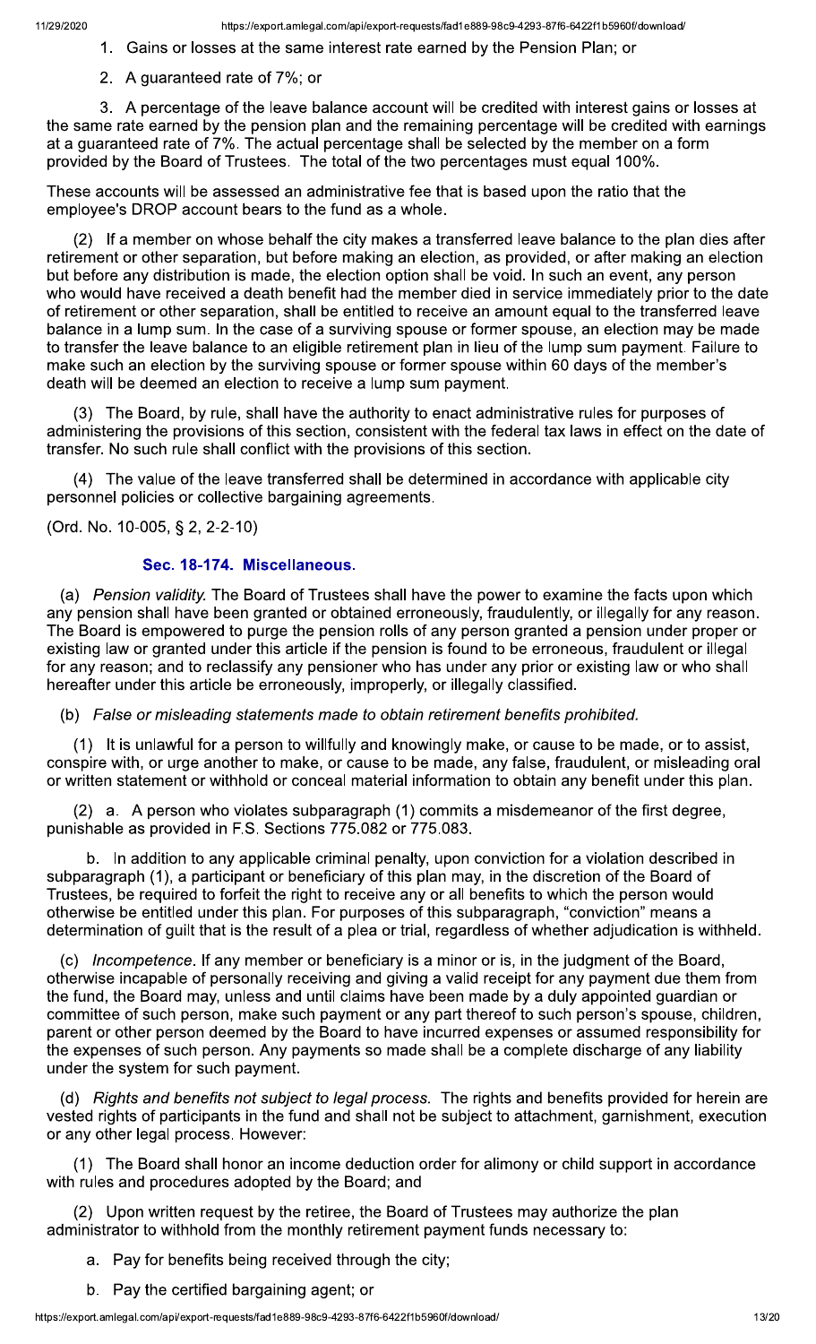1. Gains or losses at the same interest rate earned by the Pension Plan; or

2. A guaranteed rate of 7%; or

3. A percentage of the leave balance account will be credited with interest gains or losses at the same rate earned by the pension plan and the remaining percentage will be credited with earnings at a guaranteed rate of 7%. The actual percentage shall be selected by the member on a form provided by the Board of Trustees. The total of the two percentages must equal 100%.

These accounts will be assessed an administrative fee that is based upon the ratio that the employee's DROP account bears to the fund as a whole.

(2) If a member on whose behalf the city makes a transferred leave balance to the plan dies after retirement or other separation, but before making an election, as provided, or after making an election but before any distribution is made, the election option shall be void. In such an event, any person who would have received a death benefit had the member died in service immediately prior to the date of retirement or other separation, shall be entitled to receive an amount equal to the transferred leave balance in a lump sum. In the case of a surviving spouse or former spouse, an election may be made to transfer the leave balance to an eligible retirement plan in lieu of the lump sum payment. Failure to make such an election by the surviving spouse or former spouse within 60 days of the member's death will be deemed an election to receive a lump sum payment.

(3) The Board, by rule, shall have the authority to enact administrative rules for purposes of administering the provisions of this section, consistent with the federal tax laws in effect on the date of transfer. No such rule shall conflict with the provisions of this section.

(4) The value of the leave transferred shall be determined in accordance with applicable city personnel policies or collective bargaining agreements.

(Ord. No. 10-005, § 2, 2-2-10)

### Sec. 18-174. Miscellaneous.

(a) *Pension validity.* The Board of Trustees shall have the power to examine the facts upon which any pension shall have been granted or obtained erroneously, fraudulently, or illegally for any reason. The Board is empowered to purge the pension rolls of any person granted a pension under prior or existing law or granted under this article if the pension is found to be erroneous, fraudulent or illegal for any reason; and to reclassify any pensioner who has under any prior or existing law or who shall hereafter under this article be erroneously, improperly, or illegally classified.

(b) *False or misleading statements made to obtain retirement benefits prohibited.*

(1) It is unlawful for a person to willfully and knowingly make, or cause to be made, or to assist, conspire with, or urge another to make, or cause to be made, any false, fraudulent, or misleading oral or written statement or withhold or conceal material information to obtain any benefit under this plan.

(2) a. A person who violates subparagraph (1) commits a misdemeanor of the first degree, punishable as provided in F.S. Sections 775.082 or 775.083.

b. In addition to any applicable criminal penalty, upon conviction for a violation described in subparagraph (1), a participant or beneficiary of this plan may, in the discretion of the Board of Trustees, be required to forfeit the right to receive any or all benefits to which the person would otherwise be entitled under this plan. For purposes of this subparagraph, "conviction" means a determination of guilt that is the result of a plea or trial, regardless of whether adjudication is withheld.

(c) *Incompetence.* If any member or beneficiary is a minor or is, in the judgment of the Board, otherwise incapable of personally receiving and giving a valid receipt for any payment due them from the fund, the Board may, unless and until claims have been made by a duly appointed guardian or committee of such person, make such payment or any part thereof to such person's spouse, children, parent or other person deemed by the Board to have incurred expenses or assumed responsibility for the expenses of such person. Any payments so made shall be a complete discharge of any liability under the system for such payment.

(d) *Rights and benefits not subject to legal process.* The rights and benefits provided for herein are vested rights of participants in the fund and shall not be subject to attachment, garnishment, execution or any other legal process. However:

(1) The Board shall honor an income deduction order for alimony or child support in accordance with rules and procedures adopted by the Board; and

(2) Upon written request by the retiree, the Board of Trustees may authorize the plan administrator to withhold from the monthly retirement payment funds necessary to:

a. Pay for benefits being received through the city;

b. Pay the certified bargaining agent; or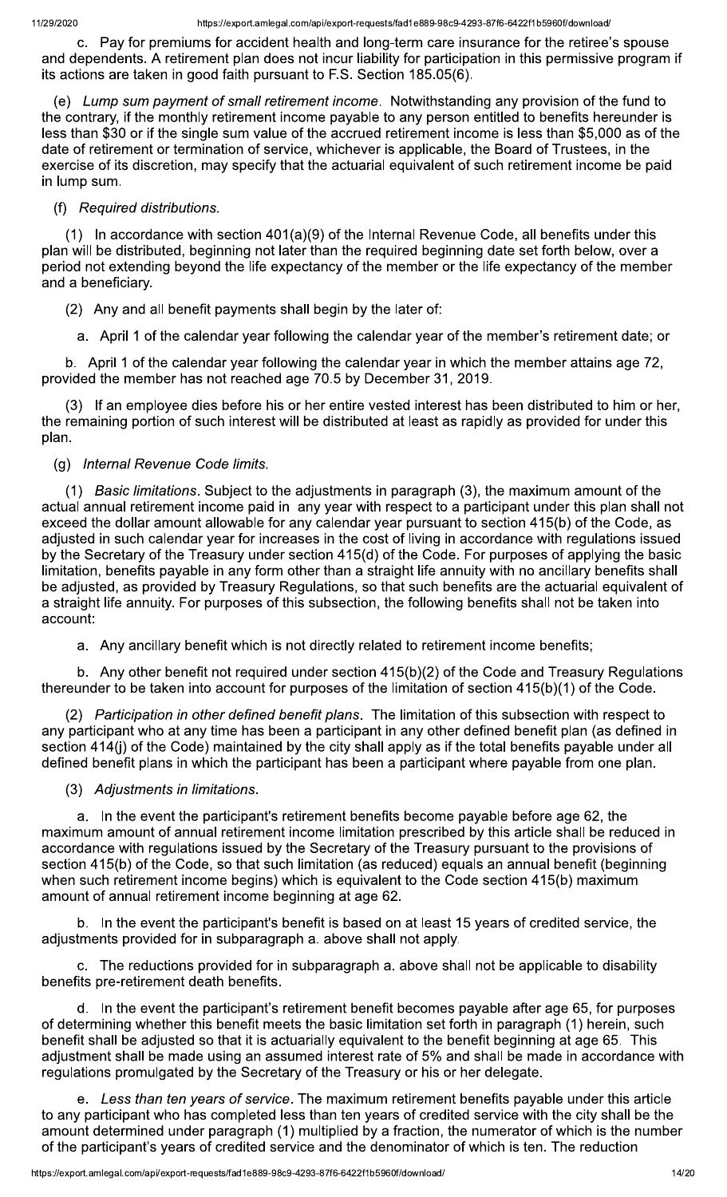c. Pay for premiums for accident health and long-term care insurance for the retiree's spouse and dependents. A retirement plan does not incur liability for participation in this permissive program if its actions are taken in good faith pursuant to F.S. Section 185.05(6).

(e) *Lump sum payment of small retirement income.* Notwithstanding any provision of the fund to the contrary, if the monthly retirement income payable to any person entitled to benefits hereunder is less than $30 or if the single sum value of the accrued retirement income is less than $5,000 as of the date of retirement or termination of service, whichever is applicable, the Board of Trustees, in the exercise of its discretion, may specify that the actuarial equivalent of such retirement income be paid in lump sum.

(f) *Required distributions.*

(1) In accordance with section 401(a)(9) of the Internal Revenue Code, all benefits under this plan will be distributed, beginning not later than the required beginning date set forth below, over a period not extending beyond the life expectancy of the member or the life expectancy of the member and a beneficiary.

(2) Any and all benefit payments shall begin by the later of:

a. April 1 of the calendar year following the calendar year of the member's retirement date; or

b. April 1 of the calendar year following the calendar year in which the member attains age 72, provided the member has not reached age 70.5 by December 31, 2019.

(3) If an employee dies before his or her entire vested interest has been distributed to him or her, the remaining portion of such interest will be distributed at least as rapidly as provided for under this plan.

(g) *Internal Revenue Code limits.*

(1) *Basic limitations.* Subject to the adjustments in paragraph (3), the maximum amount of the actual annual retirement income paid in any year with respect to a participant under this plan shall not exceed the dollar amount allowable for any calendar year pursuant to section 415(b) of the Code, as adjusted in such calendar year for increases in the cost of living in accordance with regulations issued by the Secretary of the Treasury under section 415(d) of the Code. For purposes of applying the basic limitation, benefits payable in any form other than a straight life annuity with no ancillary benefits shall be adjusted, as provided by Treasury Regulations, so that such benefits are the actuarial equivalent of a straight life annuity. For purposes of this subsection, the following benefits shall not be taken into account:

a. Any ancillary benefit which is not directly related to retirement income benefits;

b. Any other benefit not required under section 415(b)(2) of the Code and Treasury Regulations thereunder to be taken into account for purposes of the limitation of section 415(b)(1) of the Code.

(2) *Participation in other defined benefit plans.* The limitation of this subsection with respect to any participant who at any time has been a participant in any other defined benefit plan (as defined in section 414(j) of the Code) maintained by the city shall apply as if the total benefits payable under all defined benefit plans in which the participant has been a participant where payable from one plan.

(3) *Adjustments in limitations.*

a. In the event the participant's retirement benefits become payable before age 62, the maximum amount of annual retirement income limitation prescribed by this article shall be reduced in accordance with regulations issued by the Secretary of the Treasury pursuant to the provisions of section 415(b) of the Code, so that such limitation (as reduced) equals an annual benefit (beginning when such retirement income begins) which is equivalent to the Code section 415(b) maximum amount of annual retirement income beginning at age 62.

b. In the event the participant's benefit is based on at least 15 years of credited service, the adjustments provided for in subparagraph a. above shall not apply.

c. The reductions provided for in subparagraph a. above shall not be applicable to disability benefits pre-retirement death benefits.

d. In the event the participant's retirement benefit becomes payable after age 65, for purposes of determining whether this benefit meets the basic limitation set forth in paragraph (1) herein, such benefit shall be adjusted so that it is actuarially equivalent to the benefit beginning at age 65. This adjustment shall be made using an assumed interest rate of 5% and shall be made in accordance with regulations promulgated by the Secretary of the Treasury or his or her delegate.

e. *Less than ten years of service.* The maximum retirement benefits payable under this article to any participant who has completed less than ten years of credited service with the city shall be the amount determined under paragraph (1) multiplied by a fraction, the numerator of which is the number of the participant's years of credited service and the denominator of which is ten. The reduction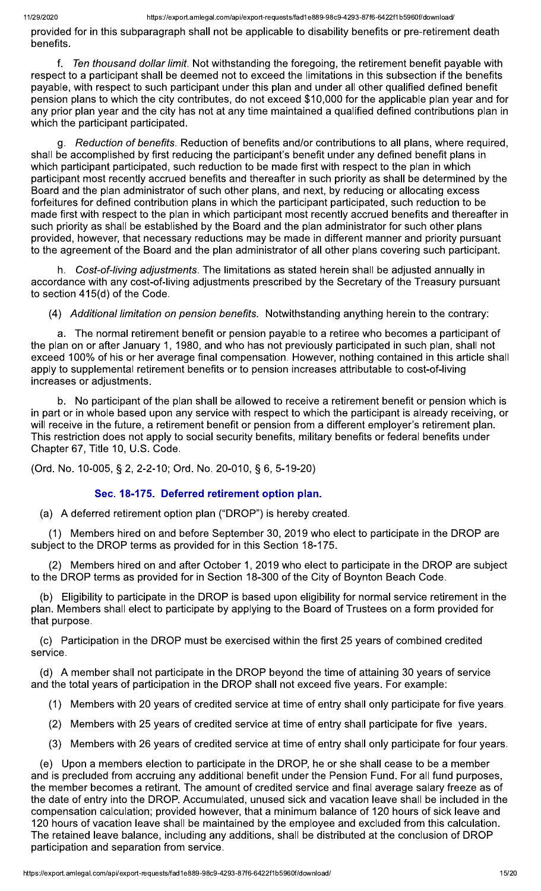provided for in this subparagraph shall not be applicable to disability benefits or pre-retirement death benefits.

f. *Ten thousand dollar limit*. Not withstanding the foregoing, the retirement benefit payable with respect to a participant shall be deemed not to exceed the limitations in this subsection if the benefits payable, with respect to such participant under this plan and under all other qualified defined benefit pension plans to which the city contributes, do not exceed $10,000 for the applicable plan year and for any prior plan year and the city has not at any time maintained a qualified defined contributions plan in which the participant participated.

g. *Reduction of benefits*. Reduction of benefits and/or contributions to all plans, where required, shall be accomplished by first reducing the participant's benefit under any defined benefit plans in which participant participated, such reduction to be made first with respect to the plan in which participant most recently accrued benefits and thereafter in such priority as shall be determined by the Board and the plan administrator of such other plans, and next, by reducing or allocating excess forfeitures for defined contribution plans in which the participant participated, such reduction to be made first with respect to the plan in which participant most recently accrued benefits and thereafter in such priority as shall be established by the Board and the plan administrator for such other plans provided, however, that necessary reductions may be made in different manner and priority pursuant to the agreement of the Board and the plan administrator of all other plans covering such participant.

h. *Cost-of-living adjustments*. The limitations as stated herein shall be adjusted annually in accordance with any cost-of-living adjustments prescribed by the Secretary of the Treasury pursuant to section 415(d) of the Code.

(4) *Additional limitation on pension benefits*. Notwithstanding anything herein to the contrary:

a. The normal retirement benefit or pension payable to a retiree who becomes a participant of the plan on or after January 1, 1980, and who has not previously participated in such plan, shall not exceed 100% of his or her average final compensation. However, nothing contained in this article shall apply to supplemental retirement benefits or to pension increases attributable to cost-of-living increases or adjustments.

b. No participant of the plan shall be allowed to receive a retirement benefit or pension which is in part or in whole based upon any service with respect to which the participant is already receiving, or will receive in the future, a retirement benefit or pension from a different employer's retirement plan. This restriction does not apply to social security benefits, military benefits or federal benefits under Chapter 67, Title 10, U.S. Code.

(Ord. No. 10-005, § 2, 2-2-10; Ord. No. 20-010, § 6, 5-19-20)

### Sec. 18-175. Deferred retirement option plan.

(a) A deferred retirement option plan ("DROP") is hereby created.

(1) Members hired on and before September 30, 2019 who elect to participate in the DROP are subject to the DROP terms as provided for in this Section 18-175.

(2) Members hired on and after October 1, 2019 who elect to participate in the DROP are subject to the DROP terms as provided for in Section 18-300 of the City of Boynton Beach Code.

(b) Eligibility to participate in the DROP is based upon eligibility for normal service retirement in the plan. Members shall elect to participate by applying to the Board of Trustees on a form provided for that purpose.

(c) Participation in the DROP must be exercised within the first 25 years of combined credited service.

(d) A member shall not participate in the DROP beyond the time of attaining 30 years of service and the total years of participation in the DROP shall not exceed five years. For example:

(1) Members with 20 years of credited service at time of entry shall only participate for five years.

(2) Members with 25 years of credited service at time of entry shall participate for five years.

(3) Members with 26 years of credited service at time of entry shall only participate for four years.

(e) Upon a members election to participate in the DROP, he or she shall cease to be a member and is precluded from accruing any additional benefit under the Pension Fund. For all fund purposes, the member becomes a retirant. The amount of credited service and final average salary freeze as of the date of entry into the DROP. Accumulated, unused sick and vacation leave shall be included in the compensation calculation; provided however, that a minimum balance of 120 hours of sick leave and 120 hours of vacation leave shall be maintained by the employee and excluded from this calculation. The retained leave balance, including any additions, shall be distributed at the conclusion of DROP participation and separation from service.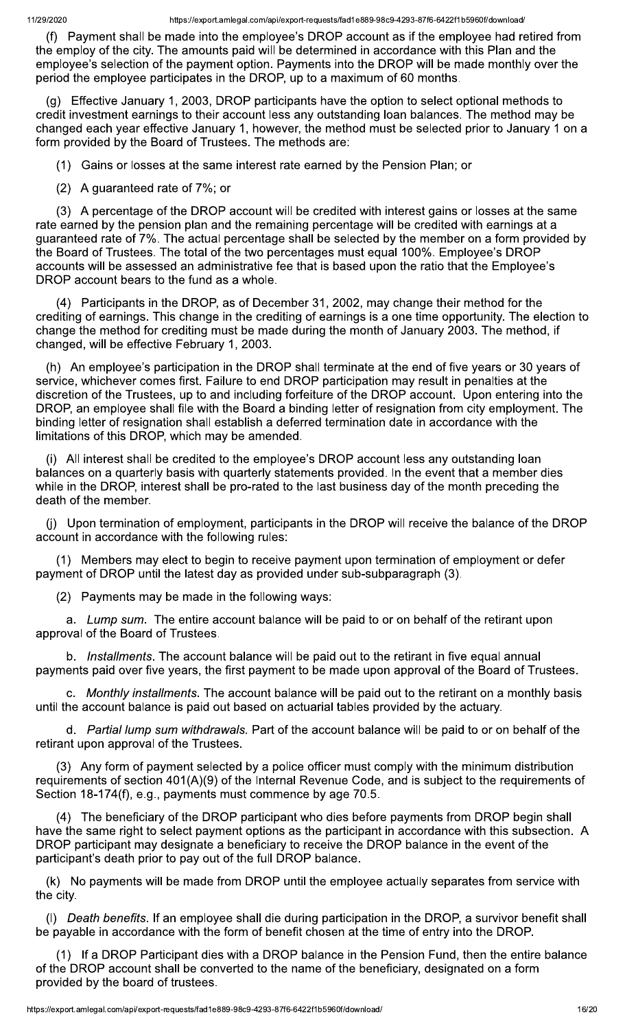(f) Payment shall be made into the employee's DROP account as if the employee had retired from the employ of the city. The amounts paid will be determined in accordance with this Plan and the employee's selection of the payment option. Payments into the DROP will be made monthly over the period the employee participates in the DROP, up to a maximum of 60 months.

(g) Effective January 1, 2003, DROP participants have the option to select optional methods to credit investment earnings to their account less any outstanding loan balances. The method may be changed each year effective January 1, however, the method must be selected prior to January 1 on a form provided by the Board of Trustees. The methods are:

(1) Gains or losses at the same interest rate earned by the Pension Plan; or

(2) A guaranteed rate of 7%; or

(3) A percentage of the DROP account will be credited with interest gains or losses at the same rate earned by the pension plan and the remaining percentage will be credited with earnings at a guaranteed rate of 7%. The actual percentage shall be selected by the member on a form provided by the Board of Trustees. The total of the two percentages must equal 100%. Employee's DROP accounts will be assessed an administrative fee that is based upon the ratio that the Employee's DROP account bears to the fund as a whole.

(4) Participants in the DROP, as of December 31, 2002, may change their method for the crediting of earnings. This change in the crediting of earnings is a one time opportunity. The election to change the method for crediting must be made during the month of January 2003. The method, if changed, will be effective February 1, 2003.

(h) An employee's participation in the DROP shall terminate at the end of five years or 30 years of service, whichever comes first. Failure to end DROP participation may result in penalties at the discretion of the Trustees, up to and including forfeiture of the DROP account. Upon entering into the DROP, an employee shall file with the Board a binding letter of resignation from city employment. The binding letter of resignation shall establish a deferred termination date in accordance with the limitations of this DROP, which may be amended.

(i) All interest shall be credited to the employee's DROP account less any outstanding loan balances on a quarterly basis with quarterly statements provided. In the event that a member dies while in the DROP, interest shall be pro-rated to the last business day of the month preceding the death of the member.

(j) Upon termination of employment, participants in the DROP will receive the balance of the DROP account in accordance with the following rules:

(1) Members may elect to begin to receive payment upon termination of employment or defer payment of DROP until the latest day as provided under sub-subparagraph (3).

(2) Payments may be made in the following ways:

a. *Lump sum*. The entire account balance will be paid to or on behalf of the retirant upon approval of the Board of Trustees.

b. *Installments*. The account balance will be paid out to the retirant in five equal annual payments paid over five years, the first payment to be made upon approval of the Board of Trustees.

c. *Monthly installments*. The account balance will be paid out to the retirant on a monthly basis until the account balance is paid out based on actuarial tables provided by the actuary.

d. *Partial lump sum withdrawals*. Part of the account balance will be paid to or on behalf of the retirant upon approval of the Trustees.

(3) Any form of payment selected by a police officer must comply with the minimum distribution requirements of section 401(A)(9) of the Internal Revenue Code, and is subject to the requirements of Section 18-174(f), e.g., payments must commence by age 70.5.

(4) The beneficiary of the DROP participant who dies before payments from DROP begin shall have the same right to select payment options as the participant in accordance with this subsection. A DROP participant may designate a beneficiary to receive the DROP balance in the event of the participant's death prior to pay out of the full DROP balance.

(k) No payments will be made from DROP until the employee actually separates from service with the city.

(l) *Death benefits*. If an employee shall die during participation in the DROP, a survivor benefit shall be payable in accordance with the form of benefit chosen at the time of entry into the DROP.

(1) If a DROP Participant dies with a DROP balance in the Pension Fund, then the entire balance of the DROP account shall be converted to the name of the beneficiary, designated on a form provided by the board of trustees.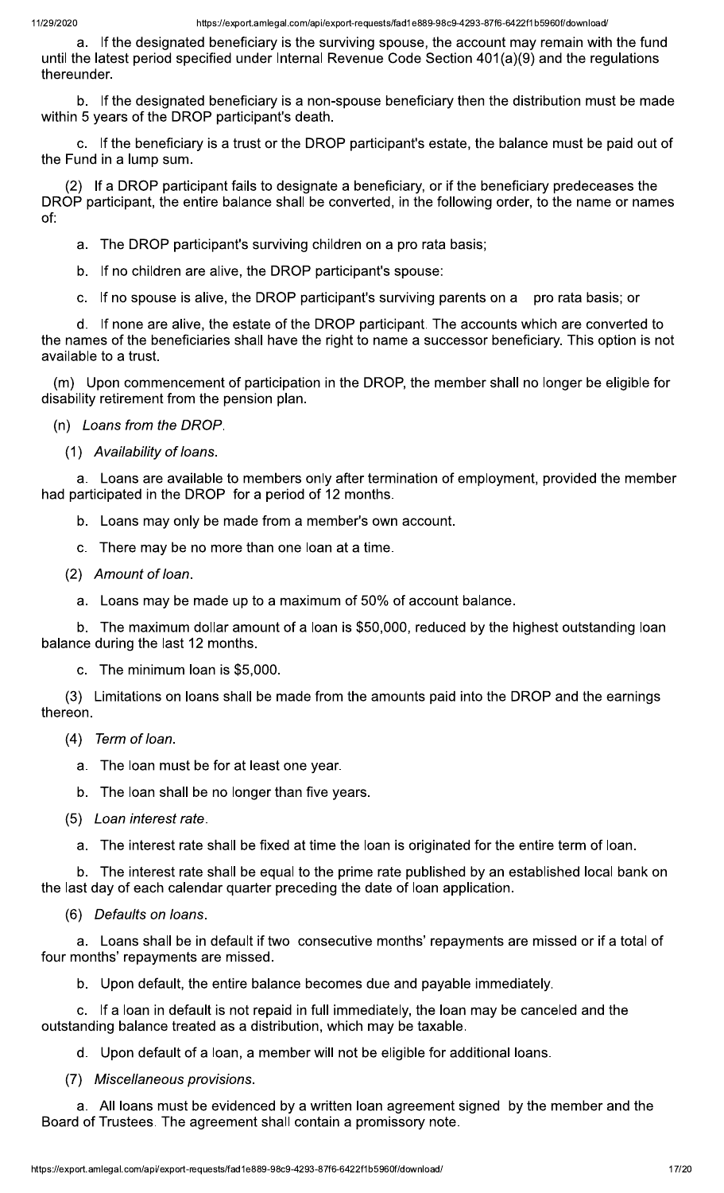a. If the designated beneficiary is the surviving spouse, the account may remain with the fund until the latest period specified under Internal Revenue Code Section 401(a)(9) and the regulations thereunder.

b. If the designated beneficiary is a non-spouse beneficiary then the distribution must be made within 5 years of the DROP participant's death.

c. If the beneficiary is a trust or the DROP participant's estate, the balance must be paid out of the Fund in a lump sum.

(2) If a DROP participant fails to designate a beneficiary, or if the beneficiary predeceases the DROP participant, the entire balance shall be converted, in the following order, to the name or names of:

a. The DROP participant's surviving children on a pro rata basis;

b. If no children are alive, the DROP participant's spouse:

c. If no spouse is alive, the DROP participant's surviving parents on a pro rata basis; or

d. If none are alive, the estate of the DROP participant. The accounts which are converted to the names of the beneficiaries shall have the right to name a successor beneficiary. This option is not available to a trust.

(m) Upon commencement of participation in the DROP, the member shall no longer be eligible for disability retirement from the pension plan.

(n) *Loans from the DROP.*

(1) *Availability of loans.*

a. Loans are available to members only after termination of employment, provided the member had participated in the DROP for a period of 12 months.

b. Loans may only be made from a member's own account.

c. There may be no more than one loan at a time.

(2) *Amount of loan.*

a. Loans may be made up to a maximum of 50% of account balance.

b. The maximum dollar amount of a loan is $50,000, reduced by the highest outstanding loan balance during the last 12 months.

c. The minimum loan is $5,000.

(3) Limitations on loans shall be made from the amounts paid into the DROP and the earnings thereon.

(4) *Term of loan.*

a. The loan must be for at least one year.

b. The loan shall be no longer than five years.

(5) *Loan interest rate.*

a. The interest rate shall be fixed at time the loan is originated for the entire term of loan.

b. The interest rate shall be equal to the prime rate published by an established local bank on the last day of each calendar quarter preceding the date of loan application.

(6) *Defaults on loans.*

a. Loans shall be in default if two consecutive months' repayments are missed or if a total of four months' repayments are missed.

b. Upon default, the entire balance becomes due and payable immediately.

c. If a loan in default is not repaid in full immediately, the loan may be canceled and the outstanding balance treated as a distribution, which may be taxable.

d. Upon default of a loan, a member will not be eligible for additional loans.

(7) *Miscellaneous provisions.*

a. All loans must be evidenced by a written loan agreement signed by the member and the Board of Trustees. The agreement shall contain a promissory note.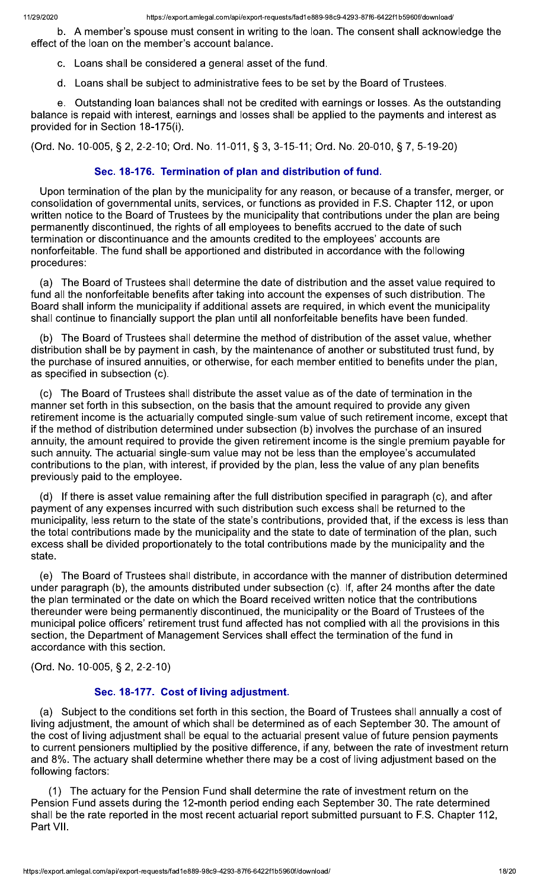b. A member's spouse must consent in writing to the loan. The consent shall acknowledge the effect of the loan on the member's account balance.

c. Loans shall be considered a general asset of the fund.

d. Loans shall be subject to administrative fees to be set by the Board of Trustees.

e. Outstanding loan balances shall not be credited with earnings or losses. As the outstanding balance is repaid with interest, earnings and losses shall be applied to the payments and interest as provided for in Section 18-175(i).

(Ord. No. 10-005, § 2, 2-2-10; Ord. No. 11-011, § 3, 3-15-11; Ord. No. 20-010, § 7, 5-19-20)

### Sec. 18-176. Termination of plan and distribution of fund.

Upon termination of the plan by the municipality for any reason, or because of a transfer, merger, or consolidation of governmental units, services, or functions as provided in F.S. Chapter 112, or upon written notice to the Board of Trustees by the municipality that contributions under the plan are being permanently discontinued, the rights of all employees to benefits accrued to the date of such termination or discontinuance and the amounts credited to the employees' accounts are nonforfeitable. The fund shall be apportioned and distributed in accordance with the following procedures:

(a) The Board of Trustees shall determine the date of distribution and the asset value required to fund all the nonforfeitable benefits after taking into account the expenses of such distribution. The Board shall inform the municipality if additional assets are required, in which event the municipality shall continue to financially support the plan until all nonforfeitable benefits have been funded.

(b) The Board of Trustees shall determine the method of distribution of the asset value, whether distribution shall be by payment in cash, by the maintenance of another or substituted trust fund, by the purchase of insured annuities, or otherwise, for each member entitled to benefits under the plan, as specified in subsection (c).

(c) The Board of Trustees shall distribute the asset value as of the date of termination in the manner set forth in this subsection, on the basis that the amount required to provide any given retirement income is the actuarially computed single-sum value of such retirement income, except that if the method of distribution determined under subsection (b) involves the purchase of an insured annuity, the amount required to provide the given retirement income is the single premium payable for such annuity. The actuarial single-sum value may not be less than the employee's accumulated contributions to the plan, with interest, if provided by the plan, less the value of any plan benefits previously paid to the employee.

(d) If there is asset value remaining after the full distribution specified in paragraph (c), and after payment of any expenses incurred with such distribution such excess shall be returned to the municipality, less return to the state of the state's contributions, provided that, if the excess is less than the total contributions made by the municipality and the state to date of termination of the plan, such excess shall be divided proportionately to the total contributions made by the municipality and the state.

(e) The Board of Trustees shall distribute, in accordance with the manner of distribution determined under paragraph (b), the amounts distributed under subsection (c). If, after 24 months after the date the plan terminated or the date on which the Board received written notice that the contributions thereunder were being permanently discontinued, the municipality or the Board of Trustees of the municipal police officers' retirement trust fund affected has not complied with all the provisions in this section, the Department of Management Services shall effect the termination of the fund in accordance with this section.

(Ord. No. 10-005, § 2, 2-2-10)

### Sec. 18-177. Cost of living adjustment.

(a) Subject to the conditions set forth in this section, the Board of Trustees shall annually a cost of living adjustment, the amount of which shall be determined as of each September 30. The amount of the cost of living adjustment shall be equal to the actuarial present value of future pension payments to current pensioners multiplied by the positive difference, if any, between the rate of investment return and 8%. The actuary shall determine whether there may be a cost of living adjustment based on the following factors:

(1) The actuary for the Pension Fund shall determine the rate of investment return on the Pension Fund assets during the 12-month period ending each September 30. The rate determined shall be the rate reported in the most recent actuarial report submitted pursuant to F.S. Chapter 112, Part VII.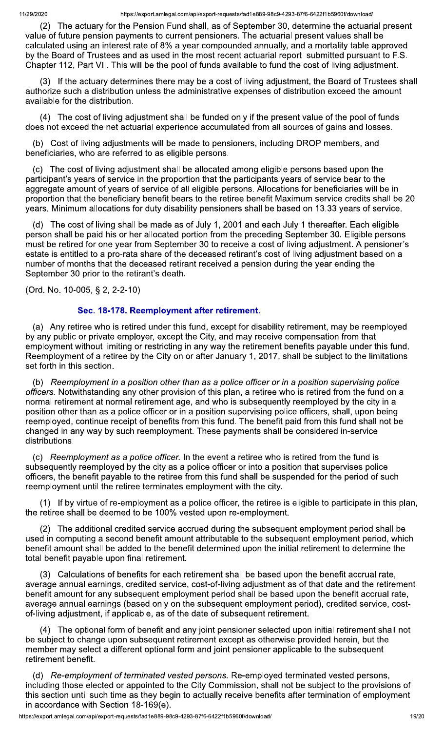(2) The actuary for the Pension Fund shall, as of September 30, determine the actuarial present value of future pension payments to current pensioners. The actuarial present values shall be calculated using an interest rate of 8% a year compounded annually, and a mortality table approved by the Board of Trustees and as used in the most recent actuarial report submitted pursuant to F.S. Chapter 112, Part VII. This will be the pool of funds available to fund the cost of living adjustment.

(3) If the actuary determines there may be a cost of living adjustment, the Board of Trustees shall authorize such a distribution unless the administrative expenses of distribution exceed the amount available for the distribution.

(4) The cost of living adjustment shall be funded only if the present value of the pool of funds does not exceed the net actuarial experience accumulated from all sources of gains and losses.

(b) Cost of living adjustments will be made to pensioners, including DROP members, and beneficiaries, who are referred to as eligible persons.

(c) The cost of living adjustment shall be allocated among eligible persons based upon the participant's years of service in the proportion that the participants years of service bear to the aggregate amount of years of service of all eligible persons. Allocations for beneficiaries will be in proportion that the beneficiary benefit bears to the retiree benefit Maximum service credits shall be 20 years. Minimum allocations for duty disability pensioners shall be based on 13.33 years of service.

(d) The cost of living shall be made as of July 1, 2001 and each July 1 thereafter. Each eligible person shall be paid his or her allocated portion from the preceding September 30. Eligible persons must be retired for one year from September 30 to receive a cost of living adjustment. A pensioner's estate is entitled to a pro-rata share of the deceased retirant's cost of living adjustment based on a number of months that the deceased retirant received a pension during the year ending the September 30 prior to the retirant's death.

(Ord. No. 10-005, § 2, 2-2-10)

### Sec. 18-178. Reemployment after retirement.

(a) Any retiree who is retired under this fund, except for disability retirement, may be reemployed by any public or private employer, except the City, and may receive compensation from that employment without limiting or restricting in any way the retirement benefits payable under this fund. Reemployment of a retiree by the City on or after January 1, 2017, shall be subject to the limitations set forth in this section.

(b) *Reemployment in a position other than as a police officer or in a position supervising police officers.* Notwithstanding any other provision of this plan, a retiree who is retired from the fund on a normal retirement at normal retirement age, and who is subsequently reemployed by the city in a position other than as a police officer or in a position supervising police officers, shall, upon being reemployed, continue receipt of benefits from this fund. The benefit paid from this fund shall not be changed in any way by such reemployment. These payments shall be considered in-service distributions.

(c) *Reemployment as a police officer.* In the event a retiree who is retired from the fund is subsequently reemployed by the city as a police officer or into a position that supervises police officers, the benefit payable to the retiree from this fund shall be suspended for the period of such reemployment until the retiree terminates employment with the city.

(1) If by virtue of re-employment as a police officer, the retiree is eligible to participate in this plan, the retiree shall be deemed to be 100% vested upon re-employment.

(2) The additional credited service accrued during the subsequent employment period shall be used in computing a second benefit amount attributable to the subsequent employment period, which benefit amount shall be added to the benefit determined upon the initial retirement to determine the total benefit payable upon final retirement.

(3) Calculations of benefits for each retirement shall be based upon the benefit accrual rate, average annual earnings, credited service, cost-of-living adjustment as of that date and the retirement benefit amount for any subsequent employment period shall be based upon the benefit accrual rate, average annual earnings (based only on the subsequent employment period), credited service, cost-of-living adjustment, if applicable, as of the date of subsequent retirement.

(4) The optional form of benefit and any joint pensioner selected upon initial retirement shall not be subject to change upon subsequent retirement except as otherwise provided herein, but the member may select a different optional form and joint pensioner applicable to the subsequent retirement benefit.

(d) *Re-employment of terminated vested persons.* Re-employed terminated vested persons, including those elected or appointed to the City Commission, shall not be subject to the provisions of this section until such time as they begin to actually receive benefits after termination of employment in accordance with Section 18-169(e).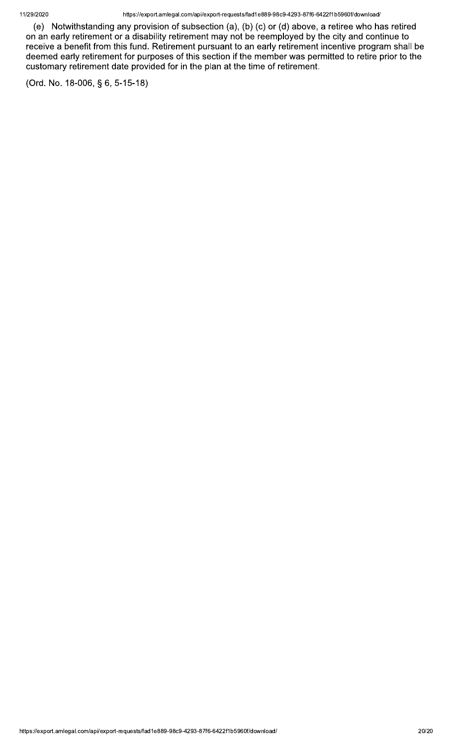(e) Notwithstanding any provision of subsection (a), (b) (c) or (d) above, a retiree who has retired on an early retirement or a disability retirement may not be reemployed by the city and continue to receive a benefit from this fund. Retirement pursuant to an early retirement incentive program shall be deemed early retirement for purposes of this section if the member was permitted to retire prior to the customary retirement date provided for in the plan at the time of retirement.

(Ord. No. 18-006, § 6, 5-15-18)